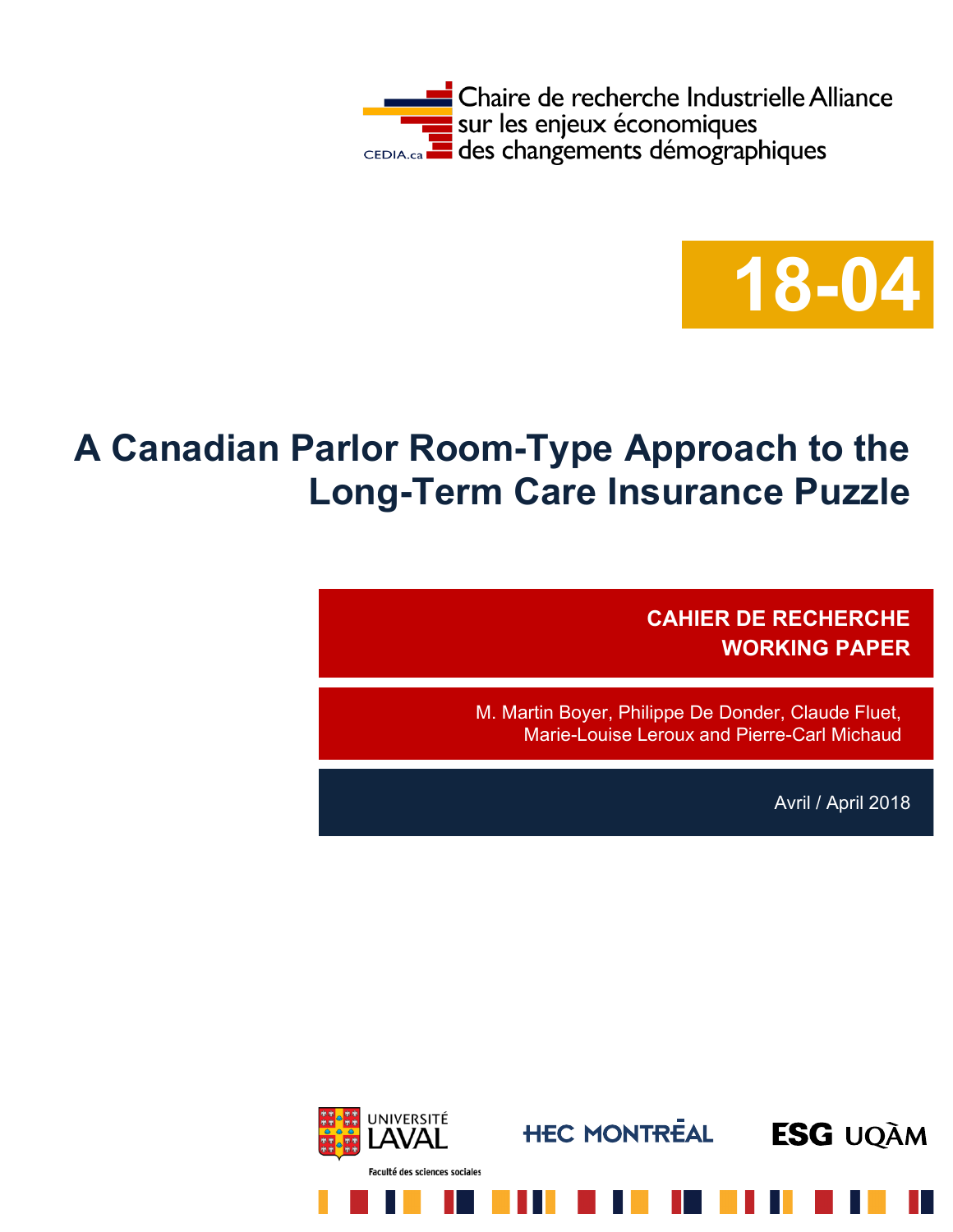Chaire de recherche Industrielle Alliance sur les enjeux économiques des changements démographiques

CEDIA.ca

**18-04**

# A Canadian Parlor Room-Type Approach to the Long-Term Care Insurance Puzzle

**CAHIER DE RECHERCHE**
**WORKING PAPER**

M. Martin Boyer, Philippe De Donder, Claude Fluet, Marie-Louise Leroux and Pierre-Carl Michaud

Avril / April 2018

UNIVERSITÉ LAVAL — Faculté des sciences sociales

HEC MONTRÉAL

ESG UQÀM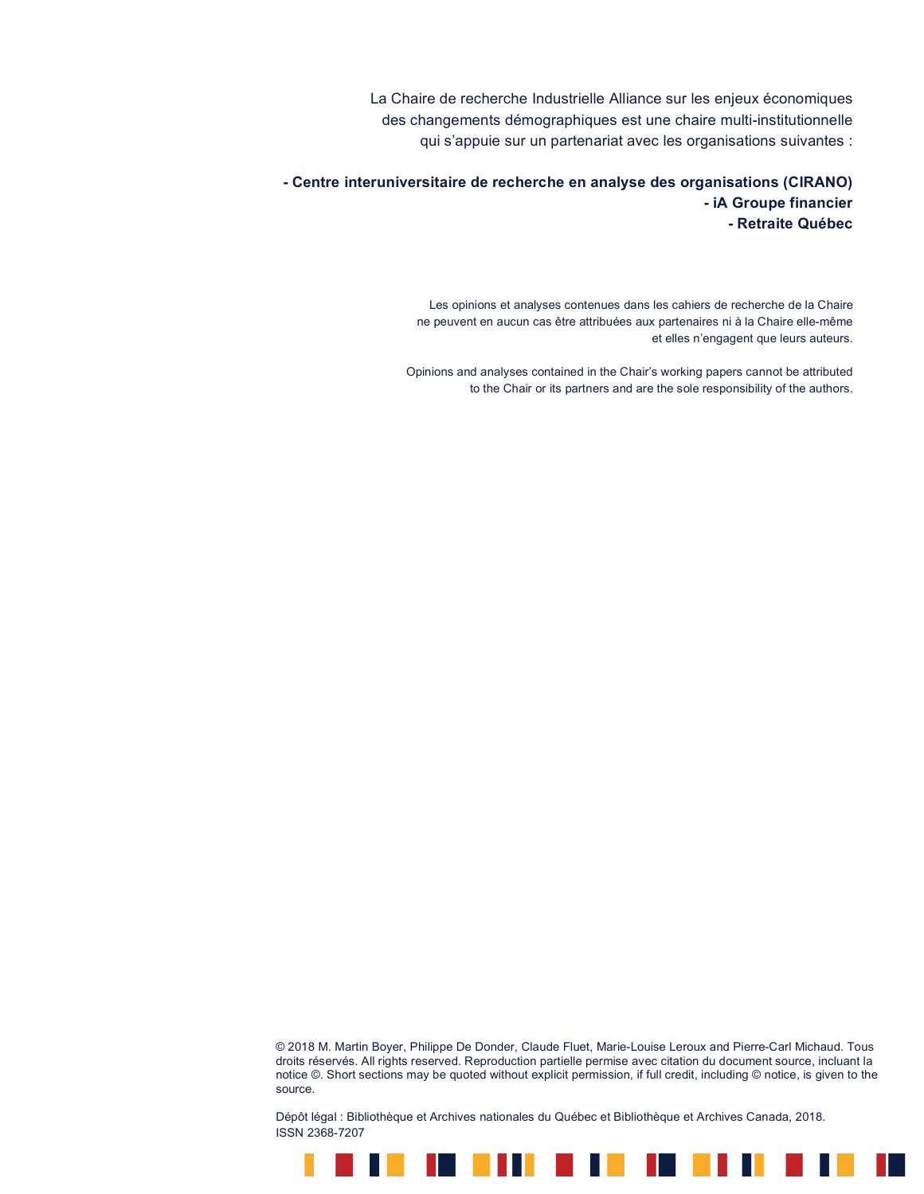La Chaire de recherche Industrielle Alliance sur les enjeux économiques des changements démographiques est une chaire multi-institutionnelle qui s'appuie sur un partenariat avec les organisations suivantes :

**- Centre interuniversitaire de recherche en analyse des organisations (CIRANO)**
**- iA Groupe financier**
**- Retraite Québec**

Les opinions et analyses contenues dans les cahiers de recherche de la Chaire ne peuvent en aucun cas être attribuées aux partenaires ni à la Chaire elle-même et elles n'engagent que leurs auteurs.

Opinions and analyses contained in the Chair's working papers cannot be attributed to the Chair or its partners and are the sole responsibility of the authors.

© 2018 M. Martin Boyer, Philippe De Donder, Claude Fluet, Marie-Louise Leroux and Pierre-Carl Michaud. Tous droits réservés. All rights reserved. Reproduction partielle permise avec citation du document source, incluant la notice ©. Short sections may be quoted without explicit permission, if full credit, including © notice, is given to the source.

Dépôt légal : Bibliothèque et Archives nationales du Québec et Bibliothèque et Archives Canada, 2018.
ISSN 2368-7207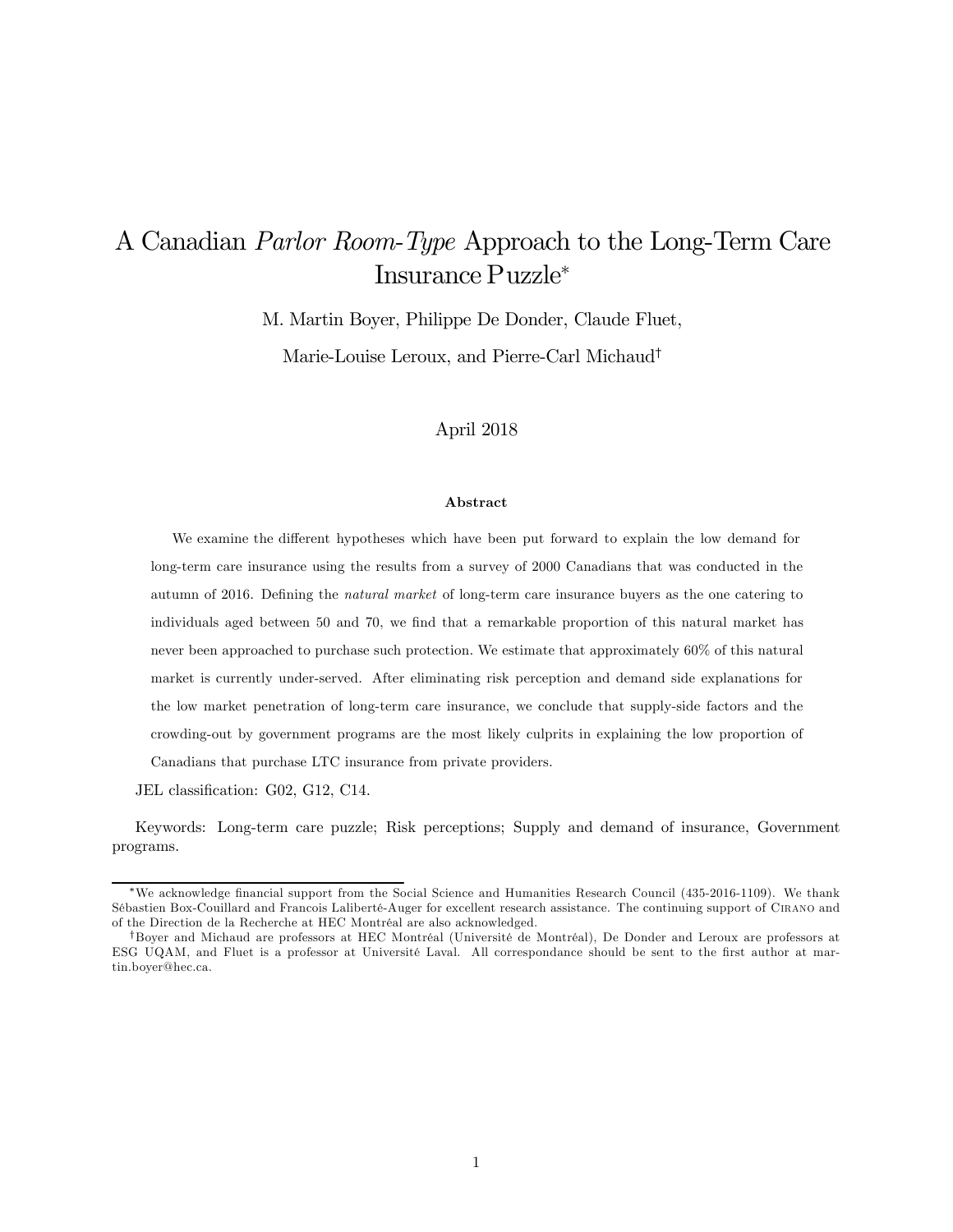# A Canadian *Parlor Room-Type* Approach to the Long-Term Care Insurance Puzzle*

M. Martin Boyer, Philippe De Donder, Claude Fluet,

Marie-Louise Leroux, and Pierre-Carl Michaud†

April 2018

**Abstract**

We examine the different hypotheses which have been put forward to explain the low demand for long-term care insurance using the results from a survey of 2000 Canadians that was conducted in the autumn of 2016. Defining the *natural market* of long-term care insurance buyers as the one catering to individuals aged between 50 and 70, we find that a remarkable proportion of this natural market has never been approached to purchase such protection. We estimate that approximately 60% of this natural market is currently under-served. After eliminating risk perception and demand side explanations for the low market penetration of long-term care insurance, we conclude that supply-side factors and the crowding-out by government programs are the most likely culprits in explaining the low proportion of Canadians that purchase LTC insurance from private providers.

JEL classification: G02, G12, C14.

Keywords: Long-term care puzzle; Risk perceptions; Supply and demand of insurance, Government programs.

---

*We acknowledge financial support from the Social Science and Humanities Research Council (435-2016-1109). We thank Sébastien Box-Couillard and Francois Laliberté-Auger for excellent research assistance. The continuing support of CIRANO and of the Direction de la Recherche at HEC Montréal are also acknowledged.

†Boyer and Michaud are professors at HEC Montréal (Université de Montréal), De Donder and Leroux are professors at ESG UQAM, and Fluet is a professor at Université Laval. All correspondance should be sent to the first author at martin.boyer@hec.ca.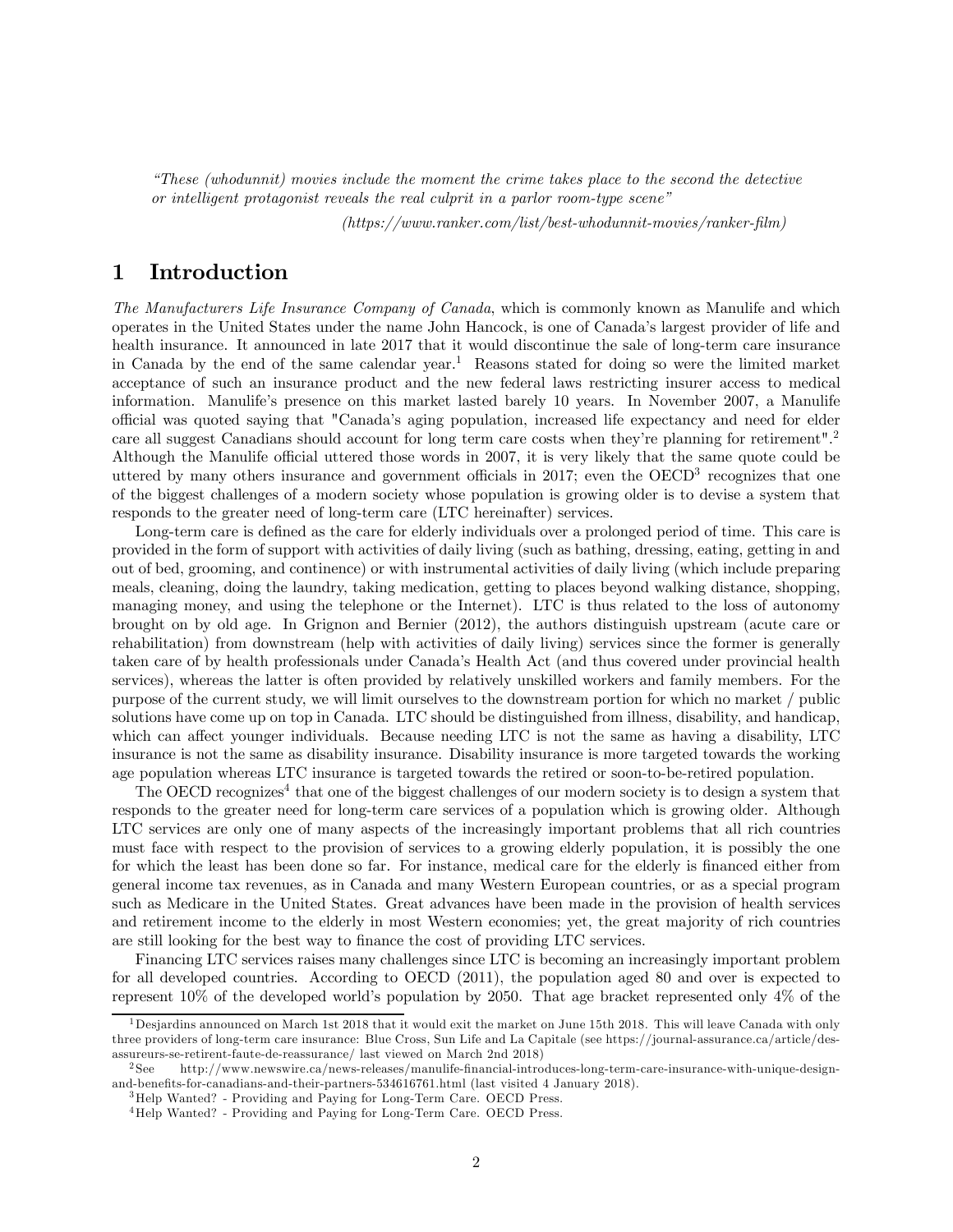*"These (whodunnit) movies include the moment the crime takes place to the second the detective or intelligent protagonist reveals the real culprit in a parlor room-type scene"*

*(https://www.ranker.com/list/best-whodunnit-movies/ranker-film)*

# 1 Introduction

*The Manufacturers Life Insurance Company of Canada*, which is commonly known as Manulife and which operates in the United States under the name John Hancock, is one of Canada's largest provider of life and health insurance. It announced in late 2017 that it would discontinue the sale of long-term care insurance in Canada by the end of the same calendar year.[1] Reasons stated for doing so were the limited market acceptance of such an insurance product and the new federal laws restricting insurer access to medical information. Manulife's presence on this market lasted barely 10 years. In November 2007, a Manulife official was quoted saying that "Canada's aging population, increased life expectancy and need for elder care all suggest Canadians should account for long term care costs when they're planning for retirement".[2] Although the Manulife official uttered those words in 2007, it is very likely that the same quote could be uttered by many others insurance and government officials in 2017; even the OECD[3] recognizes that one of the biggest challenges of a modern society whose population is growing older is to devise a system that responds to the greater need of long-term care (LTC hereinafter) services.

Long-term care is defined as the care for elderly individuals over a prolonged period of time. This care is provided in the form of support with activities of daily living (such as bathing, dressing, eating, getting in and out of bed, grooming, and continence) or with instrumental activities of daily living (which include preparing meals, cleaning, doing the laundry, taking medication, getting to places beyond walking distance, shopping, managing money, and using the telephone or the Internet). LTC is thus related to the loss of autonomy brought on by old age. In Grignon and Bernier (2012), the authors distinguish upstream (acute care or rehabilitation) from downstream (help with activities of daily living) services since the former is generally taken care of by health professionals under Canada's Health Act (and thus covered under provincial health services), whereas the latter is often provided by relatively unskilled workers and family members. For the purpose of the current study, we will limit ourselves to the downstream portion for which no market / public solutions have come up on top in Canada. LTC should be distinguished from illness, disability, and handicap, which can affect younger individuals. Because needing LTC is not the same as having a disability, LTC insurance is not the same as disability insurance. Disability insurance is more targeted towards the working age population whereas LTC insurance is targeted towards the retired or soon-to-be-retired population.

The OECD recognizes[4] that one of the biggest challenges of our modern society is to design a system that responds to the greater need for long-term care services of a population which is growing older. Although LTC services are only one of many aspects of the increasingly important problems that all rich countries must face with respect to the provision of services to a growing elderly population, it is possibly the one for which the least has been done so far. For instance, medical care for the elderly is financed either from general income tax revenues, as in Canada and many Western European countries, or as a special program such as Medicare in the United States. Great advances have been made in the provision of health services and retirement income to the elderly in most Western economies; yet, the great majority of rich countries are still looking for the best way to finance the cost of providing LTC services.

Financing LTC services raises many challenges since LTC is becoming an increasingly important problem for all developed countries. According to OECD (2011), the population aged 80 and over is expected to represent 10% of the developed world's population by 2050. That age bracket represented only 4% of the

---

[1] Desjardins announced on March 1st 2018 that it would exit the market on June 15th 2018. This will leave Canada with only three providers of long-term care insurance: Blue Cross, Sun Life and La Capitale (see https://journal-assurance.ca/article/des-assureurs-se-retirent-faute-de-reassurance/ last viewed on March 2nd 2018)

[2] See http://www.newswire.ca/news-releases/manulife-financial-introduces-long-term-care-insurance-with-unique-design-and-benefits-for-canadians-and-their-partners-534616761.html (last visited 4 January 2018).

[3] Help Wanted? - Providing and Paying for Long-Term Care. OECD Press.

[4] Help Wanted? - Providing and Paying for Long-Term Care. OECD Press.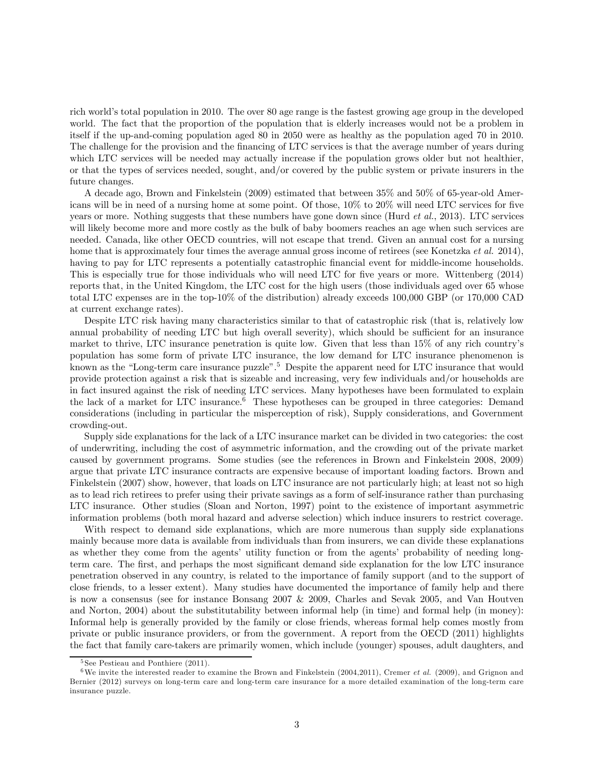rich world's total population in 2010. The over 80 age range is the fastest growing age group in the developed world. The fact that the proportion of the population that is elderly increases would not be a problem in itself if the up-and-coming population aged 80 in 2050 were as healthy as the population aged 70 in 2010. The challenge for the provision and the financing of LTC services is that the average number of years during which LTC services will be needed may actually increase if the population grows older but not healthier, or that the types of services needed, sought, and/or covered by the public system or private insurers in the future changes.

A decade ago, Brown and Finkelstein (2009) estimated that between 35% and 50% of 65-year-old Americans will be in need of a nursing home at some point. Of those, 10% to 20% will need LTC services for five years or more. Nothing suggests that these numbers have gone down since (Hurd *et al.*, 2013). LTC services will likely become more and more costly as the bulk of baby boomers reaches an age when such services are needed. Canada, like other OECD countries, will not escape that trend. Given an annual cost for a nursing home that is approximately four times the average annual gross income of retirees (see Konetzka *et al.* 2014), having to pay for LTC represents a potentially catastrophic financial event for middle-income households. This is especially true for those individuals who will need LTC for five years or more. Wittenberg (2014) reports that, in the United Kingdom, the LTC cost for the high users (those individuals aged over 65 whose total LTC expenses are in the top-10% of the distribution) already exceeds 100,000 GBP (or 170,000 CAD at current exchange rates).

Despite LTC risk having many characteristics similar to that of catastrophic risk (that is, relatively low annual probability of needing LTC but high overall severity), which should be sufficient for an insurance market to thrive, LTC insurance penetration is quite low. Given that less than 15% of any rich country's population has some form of private LTC insurance, the low demand for LTC insurance phenomenon is known as the "Long-term care insurance puzzle".[5] Despite the apparent need for LTC insurance that would provide protection against a risk that is sizeable and increasing, very few individuals and/or households are in fact insured against the risk of needing LTC services. Many hypotheses have been formulated to explain the lack of a market for LTC insurance.[6] These hypotheses can be grouped in three categories: Demand considerations (including in particular the misperception of risk), Supply considerations, and Government crowding-out.

Supply side explanations for the lack of a LTC insurance market can be divided in two categories: the cost of underwriting, including the cost of asymmetric information, and the crowding out of the private market caused by government programs. Some studies (see the references in Brown and Finkelstein 2008, 2009) argue that private LTC insurance contracts are expensive because of important loading factors. Brown and Finkelstein (2007) show, however, that loads on LTC insurance are not particularly high; at least not so high as to lead rich retirees to prefer using their private savings as a form of self-insurance rather than purchasing LTC insurance. Other studies (Sloan and Norton, 1997) point to the existence of important asymmetric information problems (both moral hazard and adverse selection) which induce insurers to restrict coverage.

With respect to demand side explanations, which are more numerous than supply side explanations mainly because more data is available from individuals than from insurers, we can divide these explanations as whether they come from the agents' utility function or from the agents' probability of needing long-term care. The first, and perhaps the most significant demand side explanation for the low LTC insurance penetration observed in any country, is related to the importance of family support (and to the support of close friends, to a lesser extent). Many studies have documented the importance of family help and there is now a consensus (see for instance Bonsang 2007 & 2009, Charles and Sevak 2005, and Van Houtven and Norton, 2004) about the substitutability between informal help (in time) and formal help (in money): Informal help is generally provided by the family or close friends, whereas formal help comes mostly from private or public insurance providers, or from the government. A report from the OECD (2011) highlights the fact that family care-takers are primarily women, which include (younger) spouses, adult daughters, and

[5] See Pestieau and Ponthiere (2011).

[6] We invite the interested reader to examine the Brown and Finkelstein (2004,2011), Cremer *et al.* (2009), and Grignon and Bernier (2012) surveys on long-term care and long-term care insurance for a more detailed examination of the long-term care insurance puzzle.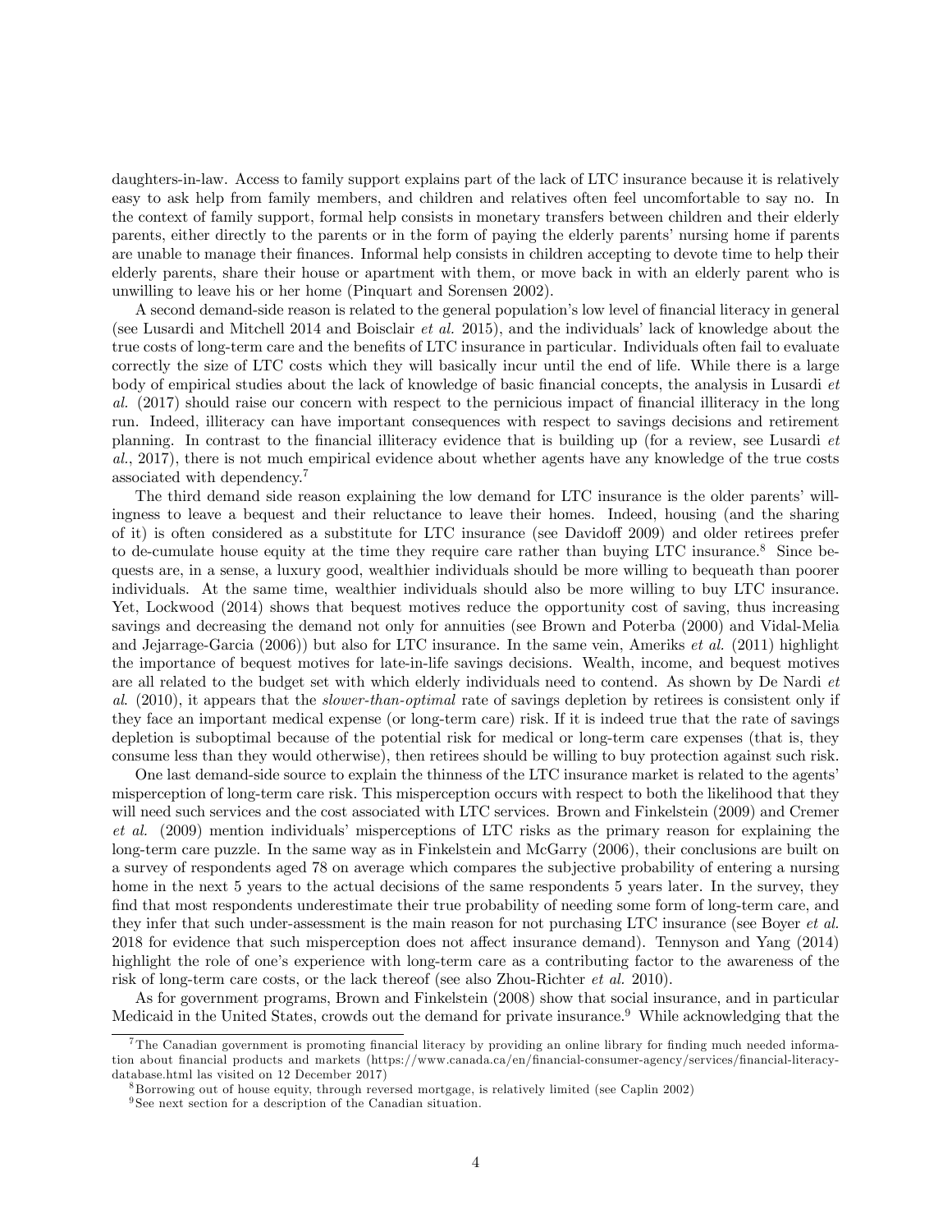daughters-in-law. Access to family support explains part of the lack of LTC insurance because it is relatively easy to ask help from family members, and children and relatives often feel uncomfortable to say no. In the context of family support, formal help consists in monetary transfers between children and their elderly parents, either directly to the parents or in the form of paying the elderly parents' nursing home if parents are unable to manage their finances. Informal help consists in children accepting to devote time to help their elderly parents, share their house or apartment with them, or move back in with an elderly parent who is unwilling to leave his or her home (Pinquart and Sorensen 2002).

A second demand-side reason is related to the general population's low level of financial literacy in general (see Lusardi and Mitchell 2014 and Boisclair *et al.* 2015), and the individuals' lack of knowledge about the true costs of long-term care and the benefits of LTC insurance in particular. Individuals often fail to evaluate correctly the size of LTC costs which they will basically incur until the end of life. While there is a large body of empirical studies about the lack of knowledge of basic financial concepts, the analysis in Lusardi *et al.* (2017) should raise our concern with respect to the pernicious impact of financial illiteracy in the long run. Indeed, illiteracy can have important consequences with respect to savings decisions and retirement planning. In contrast to the financial illiteracy evidence that is building up (for a review, see Lusardi *et al.*, 2017), there is not much empirical evidence about whether agents have any knowledge of the true costs associated with dependency.[7]

The third demand side reason explaining the low demand for LTC insurance is the older parents' willingness to leave a bequest and their reluctance to leave their homes. Indeed, housing (and the sharing of it) is often considered as a substitute for LTC insurance (see Davidoff 2009) and older retirees prefer to de-cumulate house equity at the time they require care rather than buying LTC insurance.[8] Since bequests are, in a sense, a luxury good, wealthier individuals should be more willing to bequeath than poorer individuals. At the same time, wealthier individuals should also be more willing to buy LTC insurance. Yet, Lockwood (2014) shows that bequest motives reduce the opportunity cost of saving, thus increasing savings and decreasing the demand not only for annuities (see Brown and Poterba (2000) and Vidal-Melia and Jejarrage-Garcia (2006)) but also for LTC insurance. In the same vein, Ameriks *et al.* (2011) highlight the importance of bequest motives for late-in-life savings decisions. Wealth, income, and bequest motives are all related to the budget set with which elderly individuals need to contend. As shown by De Nardi *et al.* (2010), it appears that the *slower-than-optimal* rate of savings depletion by retirees is consistent only if they face an important medical expense (or long-term care) risk. If it is indeed true that the rate of savings depletion is suboptimal because of the potential risk for medical or long-term care expenses (that is, they consume less than they would otherwise), then retirees should be willing to buy protection against such risk.

One last demand-side source to explain the thinness of the LTC insurance market is related to the agents' misperception of long-term care risk. This misperception occurs with respect to both the likelihood that they will need such services and the cost associated with LTC services. Brown and Finkelstein (2009) and Cremer *et al.* (2009) mention individuals' misperceptions of LTC risks as the primary reason for explaining the long-term care puzzle. In the same way as in Finkelstein and McGarry (2006), their conclusions are built on a survey of respondents aged 78 on average which compares the subjective probability of entering a nursing home in the next 5 years to the actual decisions of the same respondents 5 years later. In the survey, they find that most respondents underestimate their true probability of needing some form of long-term care, and they infer that such under-assessment is the main reason for not purchasing LTC insurance (see Boyer *et al.* 2018 for evidence that such misperception does not affect insurance demand). Tennyson and Yang (2014) highlight the role of one's experience with long-term care as a contributing factor to the awareness of the risk of long-term care costs, or the lack thereof (see also Zhou-Richter *et al.* 2010).

As for government programs, Brown and Finkelstein (2008) show that social insurance, and in particular Medicaid in the United States, crowds out the demand for private insurance.[9] While acknowledging that the

[7] The Canadian government is promoting financial literacy by providing an online library for finding much needed information about financial products and markets (https://www.canada.ca/en/financial-consumer-agency/services/financial-literacy-database.html las visited on 12 December 2017)

[8] Borrowing out of house equity, through reversed mortgage, is relatively limited (see Caplin 2002)

[9] See next section for a description of the Canadian situation.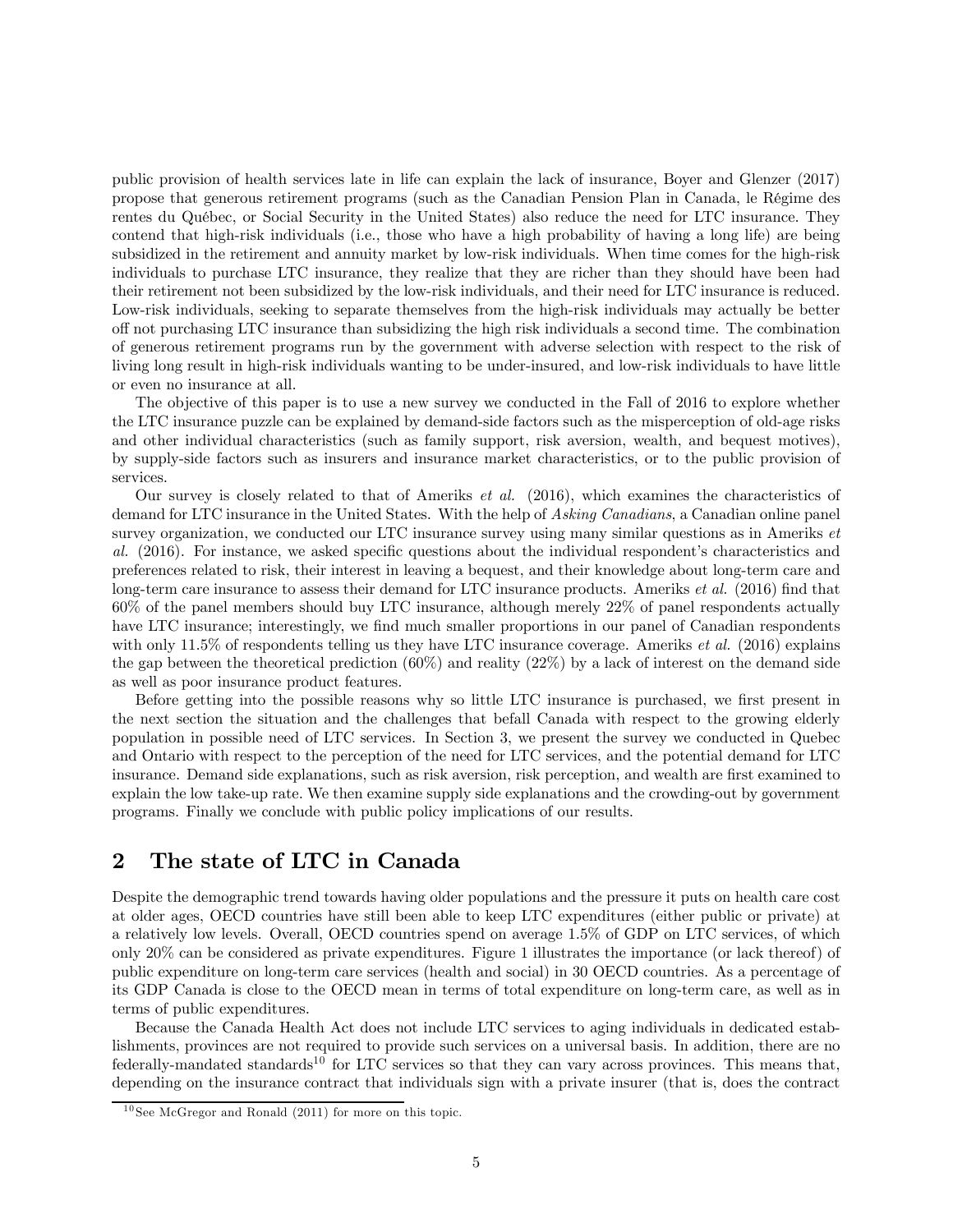public provision of health services late in life can explain the lack of insurance, Boyer and Glenzer (2017) propose that generous retirement programs (such as the Canadian Pension Plan in Canada, le Régime des rentes du Québec, or Social Security in the United States) also reduce the need for LTC insurance. They contend that high-risk individuals (i.e., those who have a high probability of having a long life) are being subsidized in the retirement and annuity market by low-risk individuals. When time comes for the high-risk individuals to purchase LTC insurance, they realize that they are richer than they should have been had their retirement not been subsidized by the low-risk individuals, and their need for LTC insurance is reduced. Low-risk individuals, seeking to separate themselves from the high-risk individuals may actually be better off not purchasing LTC insurance than subsidizing the high risk individuals a second time. The combination of generous retirement programs run by the government with adverse selection with respect to the risk of living long result in high-risk individuals wanting to be under-insured, and low-risk individuals to have little or even no insurance at all.

The objective of this paper is to use a new survey we conducted in the Fall of 2016 to explore whether the LTC insurance puzzle can be explained by demand-side factors such as the misperception of old-age risks and other individual characteristics (such as family support, risk aversion, wealth, and bequest motives), by supply-side factors such as insurers and insurance market characteristics, or to the public provision of services.

Our survey is closely related to that of Ameriks *et al.* (2016), which examines the characteristics of demand for LTC insurance in the United States. With the help of *Asking Canadians*, a Canadian online panel survey organization, we conducted our LTC insurance survey using many similar questions as in Ameriks *et al.* (2016). For instance, we asked specific questions about the individual respondent's characteristics and preferences related to risk, their interest in leaving a bequest, and their knowledge about long-term care and long-term care insurance to assess their demand for LTC insurance products. Ameriks *et al.* (2016) find that 60% of the panel members should buy LTC insurance, although merely 22% of panel respondents actually have LTC insurance; interestingly, we find much smaller proportions in our panel of Canadian respondents with only 11.5% of respondents telling us they have LTC insurance coverage. Ameriks *et al.* (2016) explains the gap between the theoretical prediction (60%) and reality (22%) by a lack of interest on the demand side as well as poor insurance product features.

Before getting into the possible reasons why so little LTC insurance is purchased, we first present in the next section the situation and the challenges that befall Canada with respect to the growing elderly population in possible need of LTC services. In Section 3, we present the survey we conducted in Quebec and Ontario with respect to the perception of the need for LTC services, and the potential demand for LTC insurance. Demand side explanations, such as risk aversion, risk perception, and wealth are first examined to explain the low take-up rate. We then examine supply side explanations and the crowding-out by government programs. Finally we conclude with public policy implications of our results.

## 2 The state of LTC in Canada

Despite the demographic trend towards having older populations and the pressure it puts on health care cost at older ages, OECD countries have still been able to keep LTC expenditures (either public or private) at a relatively low levels. Overall, OECD countries spend on average 1.5% of GDP on LTC services, of which only 20% can be considered as private expenditures. Figure 1 illustrates the importance (or lack thereof) of public expenditure on long-term care services (health and social) in 30 OECD countries. As a percentage of its GDP Canada is close to the OECD mean in terms of total expenditure on long-term care, as well as in terms of public expenditures.

Because the Canada Health Act does not include LTC services to aging individuals in dedicated establishments, provinces are not required to provide such services on a universal basis. In addition, there are no federally-mandated standards[10] for LTC services so that they can vary across provinces. This means that, depending on the insurance contract that individuals sign with a private insurer (that is, does the contract

[10] See McGregor and Ronald (2011) for more on this topic.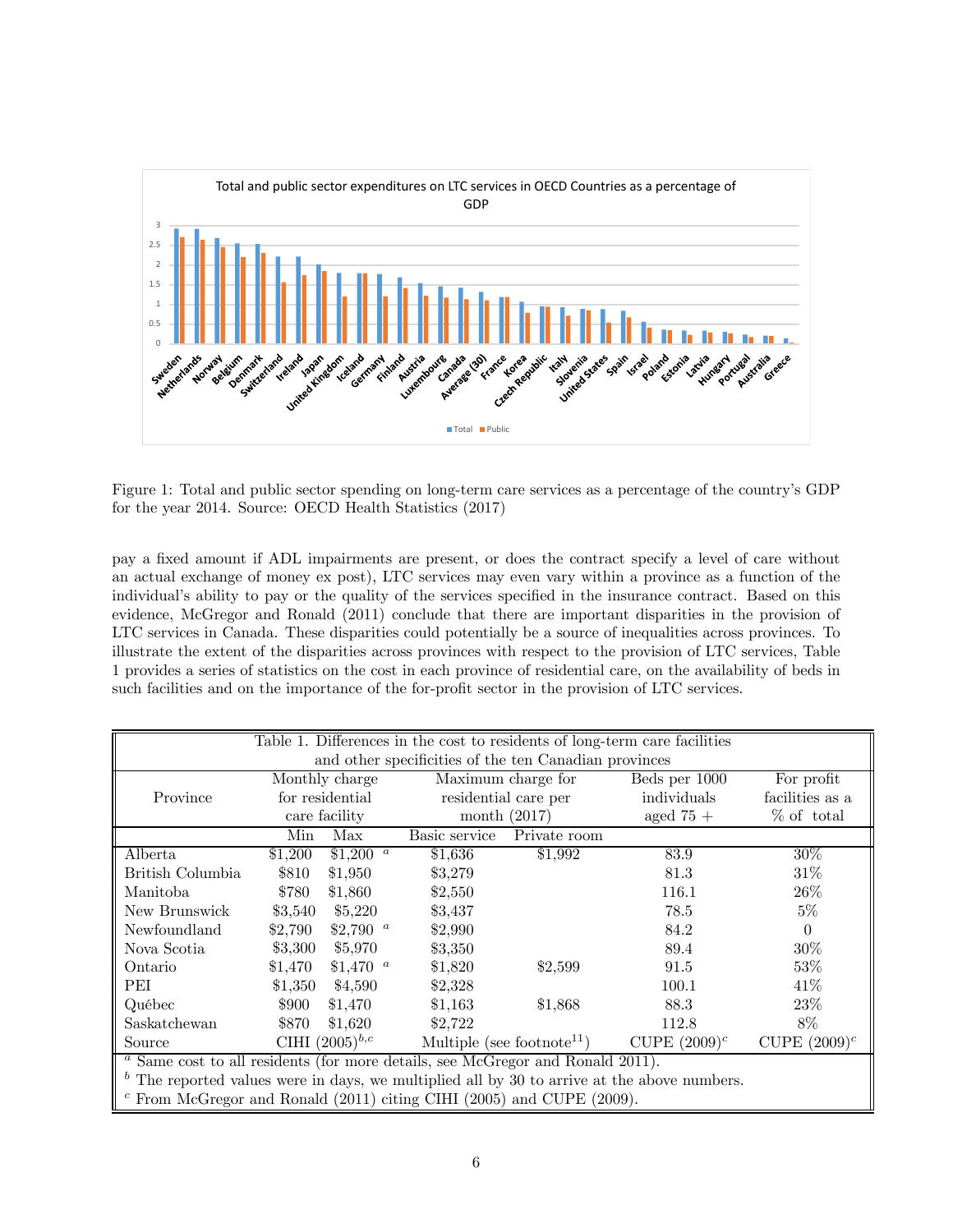Figure 1: Total and public sector spending on long-term care services as a percentage of the country's GDP for the year 2014. Source: OECD Health Statistics (2017)

pay a fixed amount if ADL impairments are present, or does the contract specify a level of care without an actual exchange of money ex post), LTC services may even vary within a province as a function of the individual's ability to pay or the quality of the services specified in the insurance contract. Based on this evidence, McGregor and Ronald (2011) conclude that there are important disparities in the provision of LTC services in Canada. These disparities could potentially be a source of inequalities across provinces. To illustrate the extent of the disparities across provinces with respect to the provision of LTC services, Table 1 provides a series of statistics on the cost in each province of residential care, on the availability of beds in such facilities and on the importance of the for-profit sector in the provision of LTC services.

Table 1. Differences in the cost to residents of long-term care facilities and other specificities of the ten Canadian provinces

| Province | Monthly charge for residential care facility | | Maximum charge for residential care per month (2017) | | Beds per 1000 individuals aged 75 + | For profit facilities as a % of total |
|---|---|---|---|---|---|---|
| | Min | Max | Basic service | Private room | | |
| Alberta | $1,200 | $1,200 [a] | $1,636 | $1,992 | 83.9 | 30% |
| British Columbia | $810 | $1,950 | $3,279 | | 81.3 | 31% |
| Manitoba | $780 | $1,860 | $2,550 | | 116.1 | 26% |
| New Brunswick | $3,540 | $5,220 | $3,437 | | 78.5 | 5% |
| Newfoundland | $2,790 | $2,790 [a] | $2,990 | | 84.2 | 0 |
| Nova Scotia | $3,300 | $5,970 | $3,350 | | 89.4 | 30% |
| Ontario | $1,470 | $1,470 [a] | $1,820 | $2,599 | 91.5 | 53% |
| PEI | $1,350 | $4,590 | $2,328 | | 100.1 | 41% |
| Québec | $900 | $1,470 | $1,163 | $1,868 | 88.3 | 23% |
| Saskatchewan | $870 | $1,620 | $2,722 | | 112.8 | 8% |
| Source | CIHI (2005)[b,c] | | Multiple (see footnote[11]) | | CUPE (2009)[c] | CUPE (2009)[c] |

[a] Same cost to all residents (for more details, see McGregor and Ronald 2011).
[b] The reported values were in days, we multiplied all by 30 to arrive at the above numbers.
[c] From McGregor and Ronald (2011) citing CIHI (2005) and CUPE (2009).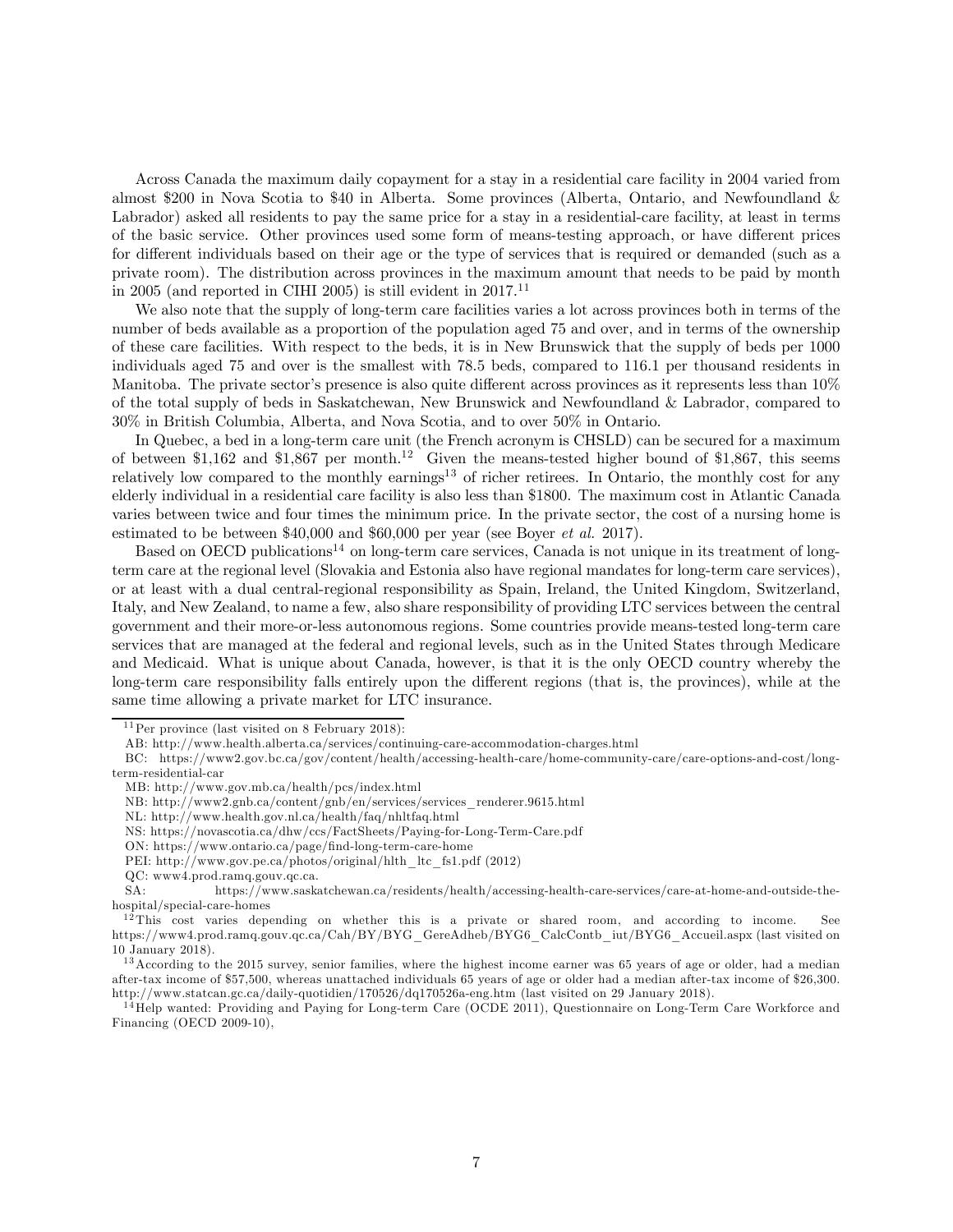Across Canada the maximum daily copayment for a stay in a residential care facility in 2004 varied from almost $200 in Nova Scotia to $40 in Alberta. Some provinces (Alberta, Ontario, and Newfoundland & Labrador) asked all residents to pay the same price for a stay in a residential-care facility, at least in terms of the basic service. Other provinces used some form of means-testing approach, or have different prices for different individuals based on their age or the type of services that is required or demanded (such as a private room). The distribution across provinces in the maximum amount that needs to be paid by month in 2005 (and reported in CIHI 2005) is still evident in 2017.[11]

We also note that the supply of long-term care facilities varies a lot across provinces both in terms of the number of beds available as a proportion of the population aged 75 and over, and in terms of the ownership of these care facilities. With respect to the beds, it is in New Brunswick that the supply of beds per 1000 individuals aged 75 and over is the smallest with 78.5 beds, compared to 116.1 per thousand residents in Manitoba. The private sector's presence is also quite different across provinces as it represents less than 10% of the total supply of beds in Saskatchewan, New Brunswick and Newfoundland & Labrador, compared to 30% in British Columbia, Alberta, and Nova Scotia, and to over 50% in Ontario.

In Quebec, a bed in a long-term care unit (the French acronym is CHSLD) can be secured for a maximum of between $1,162 and $1,867 per month.[12] Given the means-tested higher bound of $1,867, this seems relatively low compared to the monthly earnings[13] of richer retirees. In Ontario, the monthly cost for any elderly individual in a residential care facility is also less than $1800. The maximum cost in Atlantic Canada varies between twice and four times the minimum price. In the private sector, the cost of a nursing home is estimated to be between $40,000 and $60,000 per year (see Boyer *et al.* 2017).

Based on OECD publications[14] on long-term care services, Canada is not unique in its treatment of long-term care at the regional level (Slovakia and Estonia also have regional mandates for long-term care services), or at least with a dual central-regional responsibility as Spain, Ireland, the United Kingdom, Switzerland, Italy, and New Zealand, to name a few, also share responsibility of providing LTC services between the central government and their more-or-less autonomous regions. Some countries provide means-tested long-term care services that are managed at the federal and regional levels, such as in the United States through Medicare and Medicaid. What is unique about Canada, however, is that it is the only OECD country whereby the long-term care responsibility falls entirely upon the different regions (that is, the provinces), while at the same time allowing a private market for LTC insurance.

---

[11] Per province (last visited on 8 February 2018):

AB: http://www.health.alberta.ca/services/continuing-care-accommodation-charges.html

BC: https://www2.gov.bc.ca/gov/content/health/accessing-health-care/home-community-care/care-options-and-cost/long-term-residential-car

MB: http://www.gov.mb.ca/health/pcs/index.html

NB: http://www2.gnb.ca/content/gnb/en/services/services_renderer.9615.html

NL: http://www.health.gov.nl.ca/health/faq/nhltfaq.html

NS: https://novascotia.ca/dhw/ccs/FactSheets/Paying-for-Long-Term-Care.pdf

ON: https://www.ontario.ca/page/find-long-term-care-home

PEI: http://www.gov.pe.ca/photos/original/hlth_ltc_fs1.pdf (2012)

QC: www4.prod.ramq.gouv.qc.ca.

SA: https://www.saskatchewan.ca/residents/health/accessing-health-care-services/care-at-home-and-outside-the-hospital/special-care-homes

[12] This cost varies depending on whether this is a private or shared room, and according to income. See https://www4.prod.ramq.gouv.qc.ca/Cah/BY/BYG_GereAdheb/BYG6_CalcContb_iut/BYG6_Accueil.aspx (last visited on 10 January 2018).

[13] According to the 2015 survey, senior families, where the highest income earner was 65 years of age or older, had a median after-tax income of $57,500, whereas unattached individuals 65 years of age or older had a median after-tax income of $26,300. http://www.statcan.gc.ca/daily-quotidien/170526/dq170526a-eng.htm (last visited on 29 January 2018).

[14] Help wanted: Providing and Paying for Long-term Care (OCDE 2011), Questionnaire on Long-Term Care Workforce and Financing (OECD 2009-10),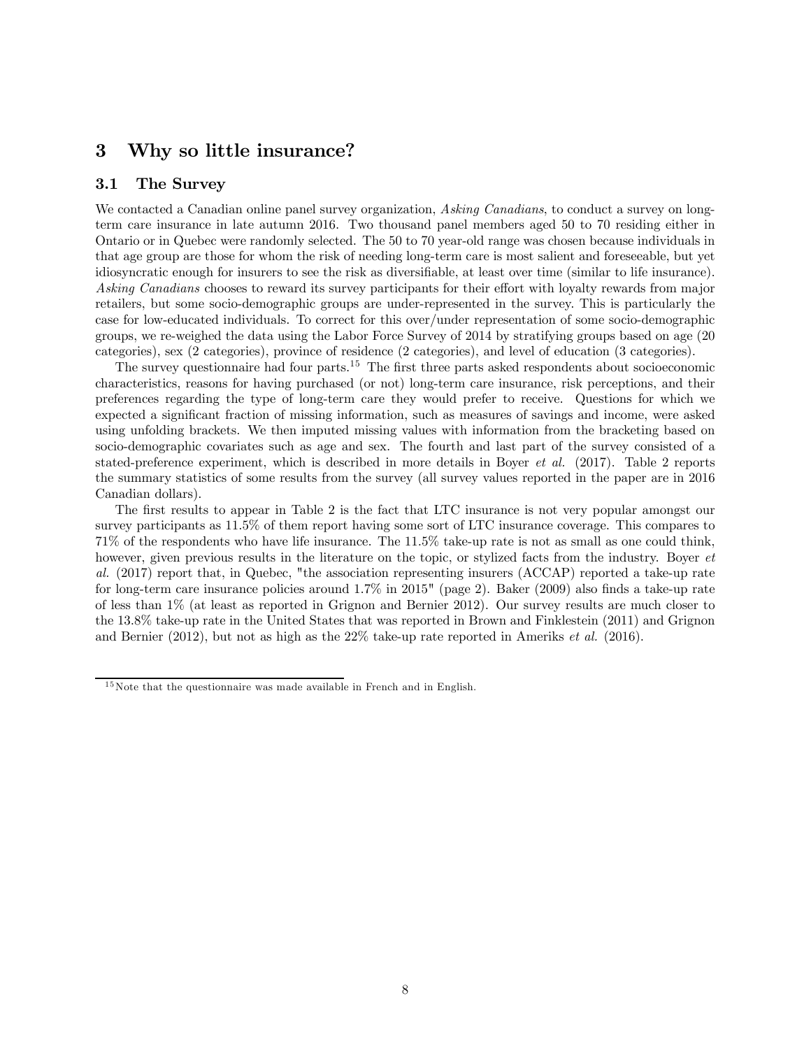# 3 Why so little insurance?

## 3.1 The Survey

We contacted a Canadian online panel survey organization, *Asking Canadians*, to conduct a survey on long-term care insurance in late autumn 2016. Two thousand panel members aged 50 to 70 residing either in Ontario or in Quebec were randomly selected. The 50 to 70 year-old range was chosen because individuals in that age group are those for whom the risk of needing long-term care is most salient and foreseeable, but yet idiosyncratic enough for insurers to see the risk as diversifiable, at least over time (similar to life insurance). *Asking Canadians* chooses to reward its survey participants for their effort with loyalty rewards from major retailers, but some socio-demographic groups are under-represented in the survey. This is particularly the case for low-educated individuals. To correct for this over/under representation of some socio-demographic groups, we re-weighed the data using the Labor Force Survey of 2014 by stratifying groups based on age (20 categories), sex (2 categories), province of residence (2 categories), and level of education (3 categories).

The survey questionnaire had four parts.[15] The first three parts asked respondents about socioeconomic characteristics, reasons for having purchased (or not) long-term care insurance, risk perceptions, and their preferences regarding the type of long-term care they would prefer to receive. Questions for which we expected a significant fraction of missing information, such as measures of savings and income, were asked using unfolding brackets. We then imputed missing values with information from the bracketing based on socio-demographic covariates such as age and sex. The fourth and last part of the survey consisted of a stated-preference experiment, which is described in more details in Boyer *et al.* (2017). Table 2 reports the summary statistics of some results from the survey (all survey values reported in the paper are in 2016 Canadian dollars).

The first results to appear in Table 2 is the fact that LTC insurance is not very popular amongst our survey participants as 11.5% of them report having some sort of LTC insurance coverage. This compares to 71% of the respondents who have life insurance. The 11.5% take-up rate is not as small as one could think, however, given previous results in the literature on the topic, or stylized facts from the industry. Boyer *et al.* (2017) report that, in Quebec, "the association representing insurers (ACCAP) reported a take-up rate for long-term care insurance policies around 1.7% in 2015" (page 2). Baker (2009) also finds a take-up rate of less than 1% (at least as reported in Grignon and Bernier 2012). Our survey results are much closer to the 13.8% take-up rate in the United States that was reported in Brown and Finklestein (2011) and Grignon and Bernier (2012), but not as high as the 22% take-up rate reported in Ameriks *et al.* (2016).

[15] Note that the questionnaire was made available in French and in English.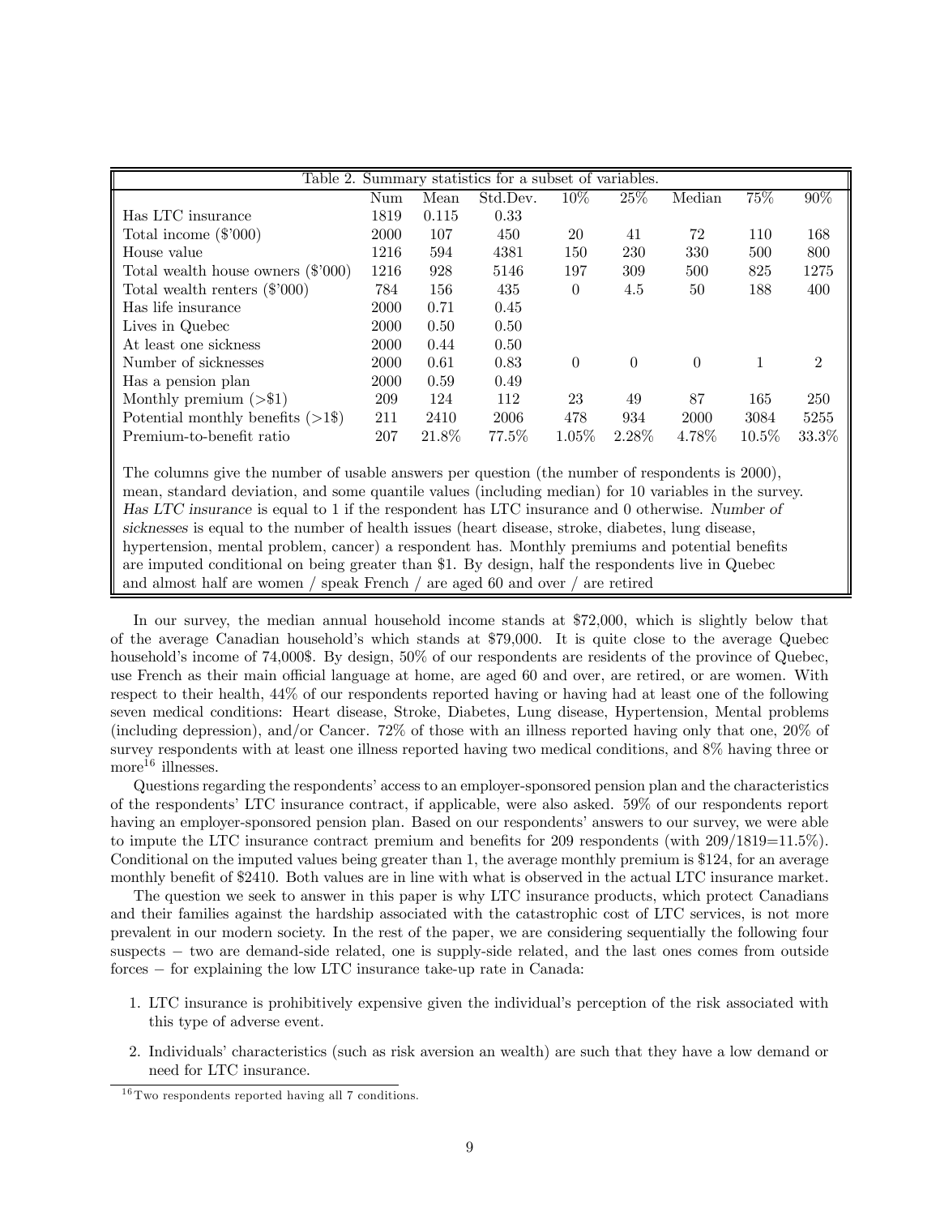Table 2. Summary statistics for a subset of variables.

| | Num | Mean | Std.Dev. | 10% | 25% | Median | 75% | 90% |
|---|---|---|---|---|---|---|---|---|
| Has LTC insurance | 1819 | 0.115 | 0.33 | | | | | |
| Total income ($'000) | 2000 | 107 | 450 | 20 | 41 | 72 | 110 | 168 |
| House value | 1216 | 594 | 4381 | 150 | 230 | 330 | 500 | 800 |
| Total wealth house owners ($'000) | 1216 | 928 | 5146 | 197 | 309 | 500 | 825 | 1275 |
| Total wealth renters ($'000) | 784 | 156 | 435 | 0 | 4.5 | 50 | 188 | 400 |
| Has life insurance | 2000 | 0.71 | 0.45 | | | | | |
| Lives in Quebec | 2000 | 0.50 | 0.50 | | | | | |
| At least one sickness | 2000 | 0.44 | 0.50 | | | | | |
| Number of sicknesses | 2000 | 0.61 | 0.83 | 0 | 0 | 0 | 1 | 2 |
| Has a pension plan | 2000 | 0.59 | 0.49 | | | | | |
| Monthly premium (>$1) | 209 | 124 | 112 | 23 | 49 | 87 | 165 | 250 |
| Potential monthly benefits (>1$) | 211 | 2410 | 2006 | 478 | 934 | 2000 | 3084 | 5255 |
| Premium-to-benefit ratio | 207 | 21.8% | 77.5% | 1.05% | 2.28% | 4.78% | 10.5% | 33.3% |

The columns give the number of usable answers per question (the number of respondents is 2000), mean, standard deviation, and some quantile values (including median) for 10 variables in the survey. *Has LTC insurance* is equal to 1 if the respondent has LTC insurance and 0 otherwise. *Number of sicknesses* is equal to the number of health issues (heart disease, stroke, diabetes, lung disease, hypertension, mental problem, cancer) a respondent has. Monthly premiums and potential benefits are imputed conditional on being greater than $1. By design, half the respondents live in Quebec and almost half are women / speak French / are aged 60 and over / are retired

In our survey, the median annual household income stands at $72,000, which is slightly below that of the average Canadian household's which stands at $79,000. It is quite close to the average Quebec household's income of 74,000$. By design, 50% of our respondents are residents of the province of Quebec, use French as their main official language at home, are aged 60 and over, are retired, or are women. With respect to their health, 44% of our respondents reported having or having had at least one of the following seven medical conditions: Heart disease, Stroke, Diabetes, Lung disease, Hypertension, Mental problems (including depression), and/or Cancer. 72% of those with an illness reported having only that one, 20% of survey respondents with at least one illness reported having two medical conditions, and 8% having three or more[16] illnesses.

Questions regarding the respondents' access to an employer-sponsored pension plan and the characteristics of the respondents' LTC insurance contract, if applicable, were also asked. 59% of our respondents report having an employer-sponsored pension plan. Based on our respondents' answers to our survey, we were able to impute the LTC insurance contract premium and benefits for 209 respondents (with 209/1819=11.5%). Conditional on the imputed values being greater than 1, the average monthly premium is $124, for an average monthly benefit of $2410. Both values are in line with what is observed in the actual LTC insurance market.

The question we seek to answer in this paper is why LTC insurance products, which protect Canadians and their families against the hardship associated with the catastrophic cost of LTC services, is not more prevalent in our modern society. In the rest of the paper, we are considering sequentially the following four suspects − two are demand-side related, one is supply-side related, and the last ones comes from outside forces − for explaining the low LTC insurance take-up rate in Canada:

1. LTC insurance is prohibitively expensive given the individual's perception of the risk associated with this type of adverse event.
2. Individuals' characteristics (such as risk aversion an wealth) are such that they have a low demand or need for LTC insurance.

[16] Two respondents reported having all 7 conditions.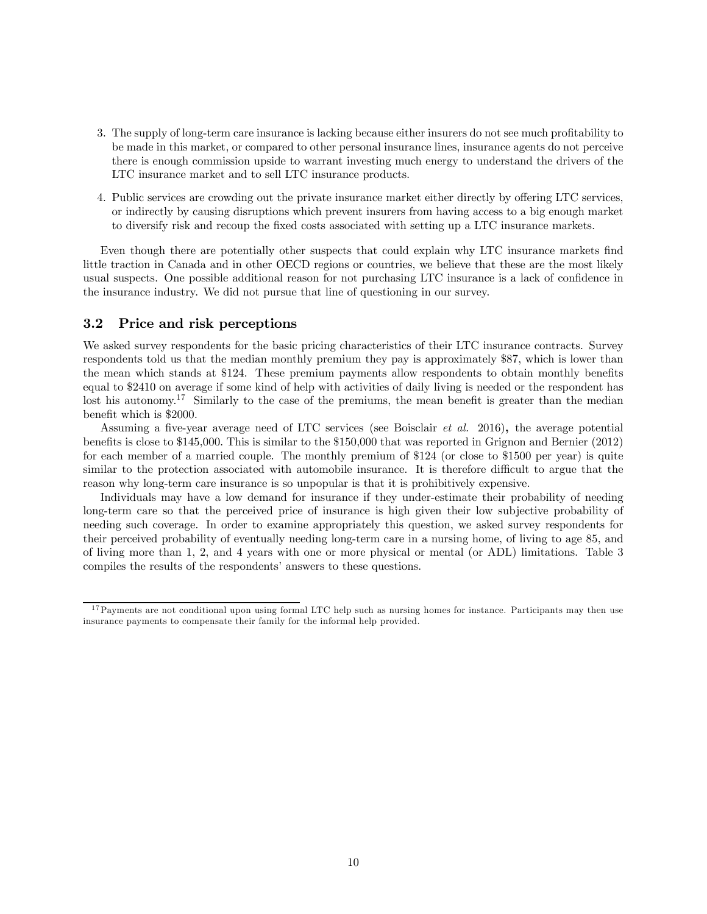3. The supply of long-term care insurance is lacking because either insurers do not see much profitability to be made in this market, or compared to other personal insurance lines, insurance agents do not perceive there is enough commission upside to warrant investing much energy to understand the drivers of the LTC insurance market and to sell LTC insurance products.

4. Public services are crowding out the private insurance market either directly by offering LTC services, or indirectly by causing disruptions which prevent insurers from having access to a big enough market to diversify risk and recoup the fixed costs associated with setting up a LTC insurance markets.

Even though there are potentially other suspects that could explain why LTC insurance markets find little traction in Canada and in other OECD regions or countries, we believe that these are the most likely usual suspects. One possible additional reason for not purchasing LTC insurance is a lack of confidence in the insurance industry. We did not pursue that line of questioning in our survey.

### 3.2 Price and risk perceptions

We asked survey respondents for the basic pricing characteristics of their LTC insurance contracts. Survey respondents told us that the median monthly premium they pay is approximately $87, which is lower than the mean which stands at $124. These premium payments allow respondents to obtain monthly benefits equal to $2410 on average if some kind of help with activities of daily living is needed or the respondent has lost his autonomy.[17] Similarly to the case of the premiums, the mean benefit is greater than the median benefit which is $2000.

Assuming a five-year average need of LTC services (see Boisclair *et al.* 2016), the average potential benefits is close to $145,000. This is similar to the $150,000 that was reported in Grignon and Bernier (2012) for each member of a married couple. The monthly premium of $124 (or close to $1500 per year) is quite similar to the protection associated with automobile insurance. It is therefore difficult to argue that the reason why long-term care insurance is so unpopular is that it is prohibitively expensive.

Individuals may have a low demand for insurance if they under-estimate their probability of needing long-term care so that the perceived price of insurance is high given their low subjective probability of needing such coverage. In order to examine appropriately this question, we asked survey respondents for their perceived probability of eventually needing long-term care in a nursing home, of living to age 85, and of living more than 1, 2, and 4 years with one or more physical or mental (or ADL) limitations. Table 3 compiles the results of the respondents' answers to these questions.

[17] Payments are not conditional upon using formal LTC help such as nursing homes for instance. Participants may then use insurance payments to compensate their family for the informal help provided.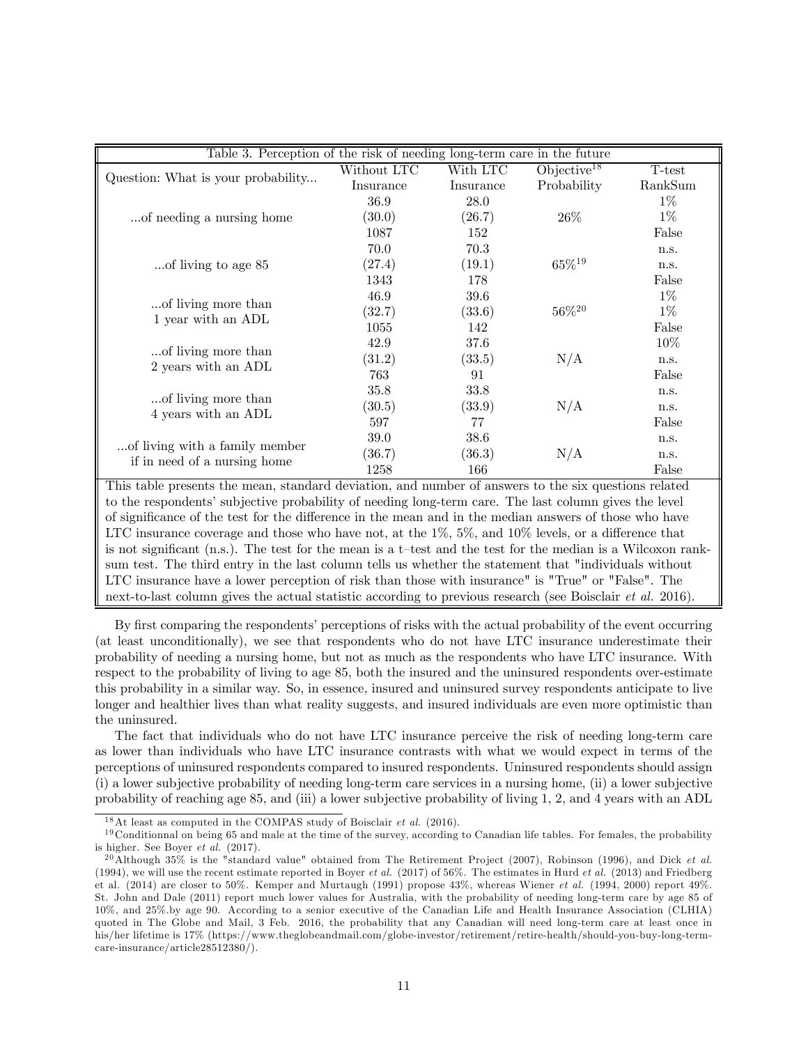Table 3. Perception of the risk of needing long-term care in the future

| Question: What is your probability... | Without LTC Insurance | With LTC Insurance | Objective[18] Probability | T-test RankSum |
|---|---|---|---|---|
| ...of needing a nursing home | 36.9 | 28.0 | | 1% |
| | (30.0) | (26.7) | 26% | 1% |
| | 1087 | 152 | | False |
| ...of living to age 85 | 70.0 | 70.3 | | n.s. |
| | (27.4) | (19.1) | 65%[19] | n.s. |
| | 1343 | 178 | | False |
| ...of living more than 1 year with an ADL | 46.9 | 39.6 | | 1% |
| | (32.7) | (33.6) | 56%[20] | 1% |
| | 1055 | 142 | | False |
| ...of living more than 2 years with an ADL | 42.9 | 37.6 | | 10% |
| | (31.2) | (33.5) | N/A | n.s. |
| | 763 | 91 | | False |
| ...of living more than 4 years with an ADL | 35.8 | 33.8 | | n.s. |
| | (30.5) | (33.9) | N/A | n.s. |
| | 597 | 77 | | False |
| ...of living with a family member if in need of a nursing home | 39.0 | 38.6 | | n.s. |
| | (36.7) | (36.3) | N/A | n.s. |
| | 1258 | 166 | | False |

This table presents the mean, standard deviation, and number of answers to the six questions related to the respondents' subjective probability of needing long-term care. The last column gives the level of significance of the test for the difference in the mean and in the median answers of those who have LTC insurance coverage and those who have not, at the 1%, 5%, and 10% levels, or a difference that is not significant (n.s.). The test for the mean is a t–test and the test for the median is a Wilcoxon rank-sum test. The third entry in the last column tells us whether the statement that "individuals without LTC insurance have a lower perception of risk than those with insurance" is "True" or "False". The next-to-last column gives the actual statistic according to previous research (see Boisclair *et al.* 2016).

By first comparing the respondents' perceptions of risks with the actual probability of the event occurring (at least unconditionally), we see that respondents who do not have LTC insurance underestimate their probability of needing a nursing home, but not as much as the respondents who have LTC insurance. With respect to the probability of living to age 85, both the insured and the uninsured respondents over-estimate this probability in a similar way. So, in essence, insured and uninsured survey respondents anticipate to live longer and healthier lives than what reality suggests, and insured individuals are even more optimistic than the uninsured.

The fact that individuals who do not have LTC insurance perceive the risk of needing long-term care as lower than individuals who have LTC insurance contrasts with what we would expect in terms of the perceptions of uninsured respondents compared to insured respondents. Uninsured respondents should assign (i) a lower subjective probability of needing long-term care services in a nursing home, (ii) a lower subjective probability of reaching age 85, and (iii) a lower subjective probability of living 1, 2, and 4 years with an ADL

[18] At least as computed in the COMPAS study of Boisclair *et al.* (2016).

[19] Conditionnal on being 65 and male at the time of the survey, according to Canadian life tables. For females, the probability is higher. See Boyer *et al.* (2017).

[20] Although 35% is the "standard value" obtained from The Retirement Project (2007), Robinson (1996), and Dick *et al.* (1994), we will use the recent estimate reported in Boyer *et al.* (2017) of 56%. The estimates in Hurd *et al.* (2013) and Friedberg et al. (2014) are closer to 50%. Kemper and Murtaugh (1991) propose 43%, whereas Wiener *et al.* (1994, 2000) report 49%. St. John and Dale (2011) report much lower values for Australia, with the probability of needing long-term care by age 85 of 10%, and 25%.by age 90. According to a senior executive of the Canadian Life and Health Insurance Association (CLHIA) quoted in The Globe and Mail, 3 Feb. 2016, the probability that any Canadian will need long-term care at least once in his/her lifetime is 17% (https://www.theglobeandmail.com/globe-investor/retirement/retire-health/should-you-buy-long-term-care-insurance/article28512380/).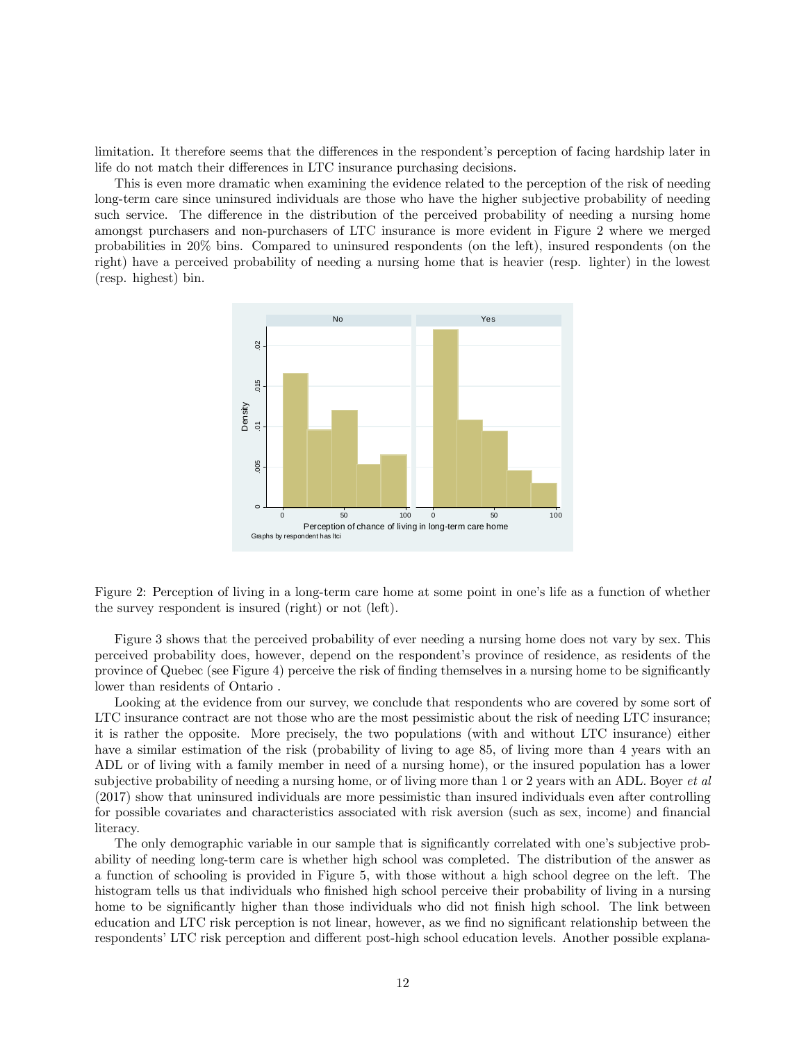limitation. It therefore seems that the differences in the respondent's perception of facing hardship later in life do not match their differences in LTC insurance purchasing decisions.

This is even more dramatic when examining the evidence related to the perception of the risk of needing long-term care since uninsured individuals are those who have the higher subjective probability of needing such service. The difference in the distribution of the perceived probability of needing a nursing home amongst purchasers and non-purchasers of LTC insurance is more evident in Figure 2 where we merged probabilities in 20% bins. Compared to uninsured respondents (on the left), insured respondents (on the right) have a perceived probability of needing a nursing home that is heavier (resp. lighter) in the lowest (resp. highest) bin.

Figure 2: Perception of living in a long-term care home at some point in one's life as a function of whether the survey respondent is insured (right) or not (left).

Figure 3 shows that the perceived probability of ever needing a nursing home does not vary by sex. This perceived probability does, however, depend on the respondent's province of residence, as residents of the province of Quebec (see Figure 4) perceive the risk of finding themselves in a nursing home to be significantly lower than residents of Ontario .

Looking at the evidence from our survey, we conclude that respondents who are covered by some sort of LTC insurance contract are not those who are the most pessimistic about the risk of needing LTC insurance; it is rather the opposite. More precisely, the two populations (with and without LTC insurance) either have a similar estimation of the risk (probability of living to age 85, of living more than 4 years with an ADL or of living with a family member in need of a nursing home), or the insured population has a lower subjective probability of needing a nursing home, or of living more than 1 or 2 years with an ADL. Boyer *et al* (2017) show that uninsured individuals are more pessimistic than insured individuals even after controlling for possible covariates and characteristics associated with risk aversion (such as sex, income) and financial literacy.

The only demographic variable in our sample that is significantly correlated with one's subjective probability of needing long-term care is whether high school was completed. The distribution of the answer as a function of schooling is provided in Figure 5, with those without a high school degree on the left. The histogram tells us that individuals who finished high school perceive their probability of living in a nursing home to be significantly higher than those individuals who did not finish high school. The link between education and LTC risk perception is not linear, however, as we find no significant relationship between the respondents' LTC risk perception and different post-high school education levels. Another possible explana-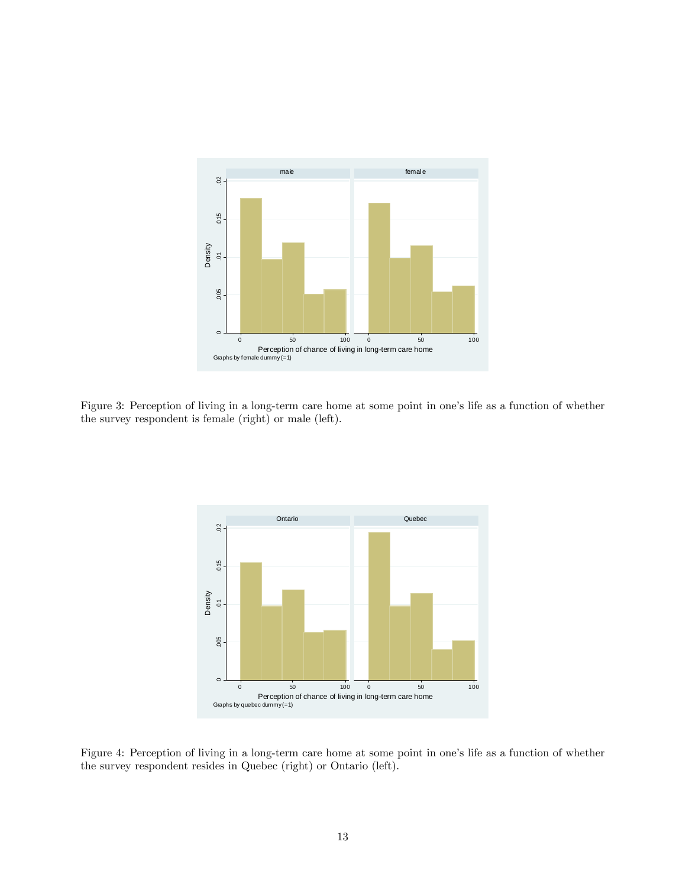Figure 3: Perception of living in a long-term care home at some point in one's life as a function of whether the survey respondent is female (right) or male (left).

Figure 4: Perception of living in a long-term care home at some point in one's life as a function of whether the survey respondent resides in Quebec (right) or Ontario (left).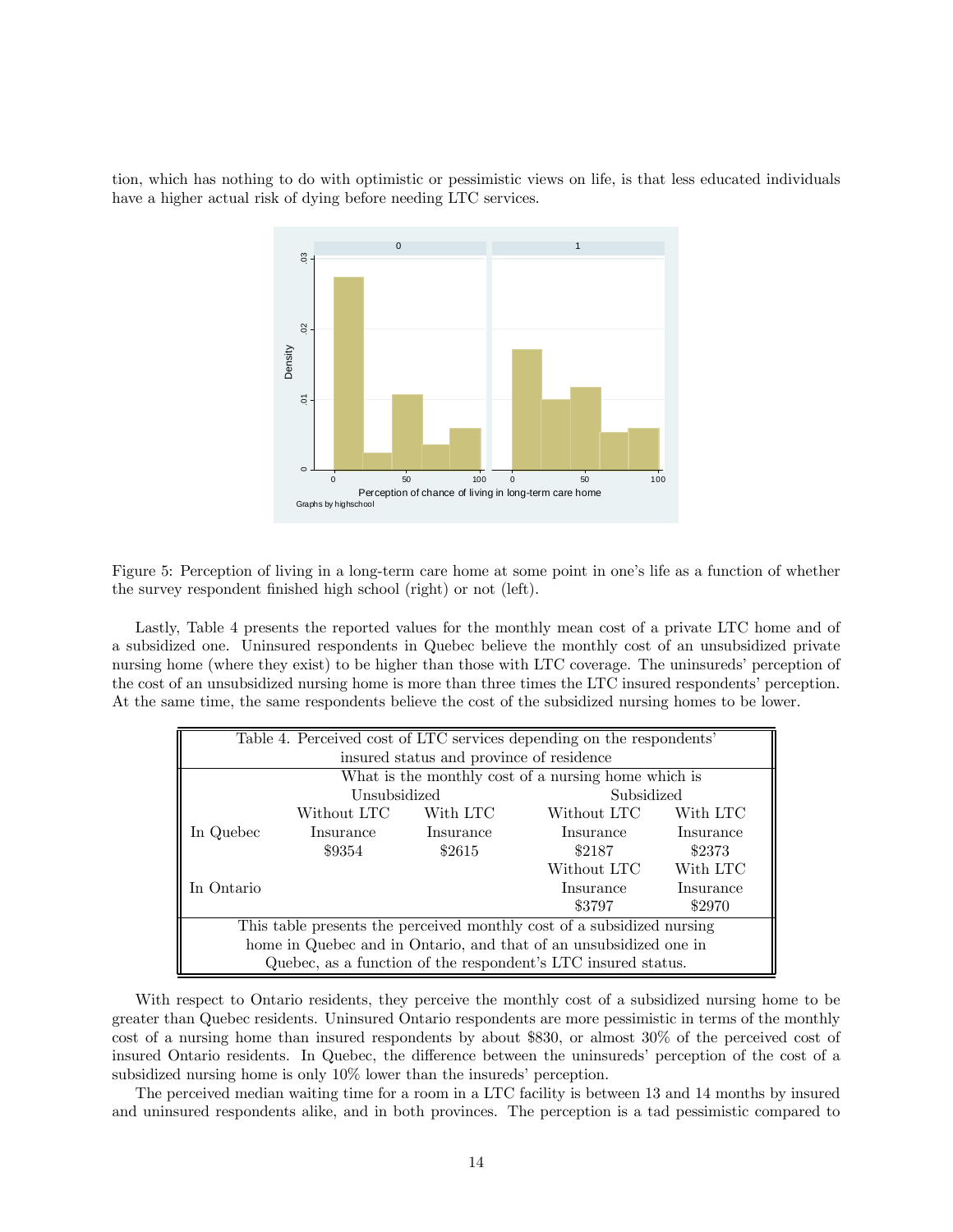tion, which has nothing to do with optimistic or pessimistic views on life, is that less educated individuals have a higher actual risk of dying before needing LTC services.

Figure 5: Perception of living in a long-term care home at some point in one's life as a function of whether the survey respondent finished high school (right) or not (left).

Lastly, Table 4 presents the reported values for the monthly mean cost of a private LTC home and of a subsidized one. Uninsured respondents in Quebec believe the monthly cost of an unsubsidized private nursing home (where they exist) to be higher than those with LTC coverage. The uninsureds' perception of the cost of an unsubsidized nursing home is more than three times the LTC insured respondents' perception. At the same time, the same respondents believe the cost of the subsidized nursing homes to be lower.

Table 4. Perceived cost of LTC services depending on the respondents' insured status and province of residence

| | What is the monthly cost of a nursing home which is | | | |
|---|---|---|---|---|
| | Unsubsidized | | Subsidized | |
| | Without LTC Insurance | With LTC Insurance | Without LTC Insurance | With LTC Insurance |
| In Quebec | $9354 | $2615 | $2187 | $2373 |
| In Ontario | | | $3797 | $2970 |

This table presents the perceived monthly cost of a subsidized nursing home in Quebec and in Ontario, and that of an unsubsidized one in Quebec, as a function of the respondent's LTC insured status.

With respect to Ontario residents, they perceive the monthly cost of a subsidized nursing home to be greater than Quebec residents. Uninsured Ontario respondents are more pessimistic in terms of the monthly cost of a nursing home than insured respondents by about $830, or almost 30% of the perceived cost of insured Ontario residents. In Quebec, the difference between the uninsureds' perception of the cost of a subsidized nursing home is only 10% lower than the insureds' perception.

The perceived median waiting time for a room in a LTC facility is between 13 and 14 months by insured and uninsured respondents alike, and in both provinces. The perception is a tad pessimistic compared to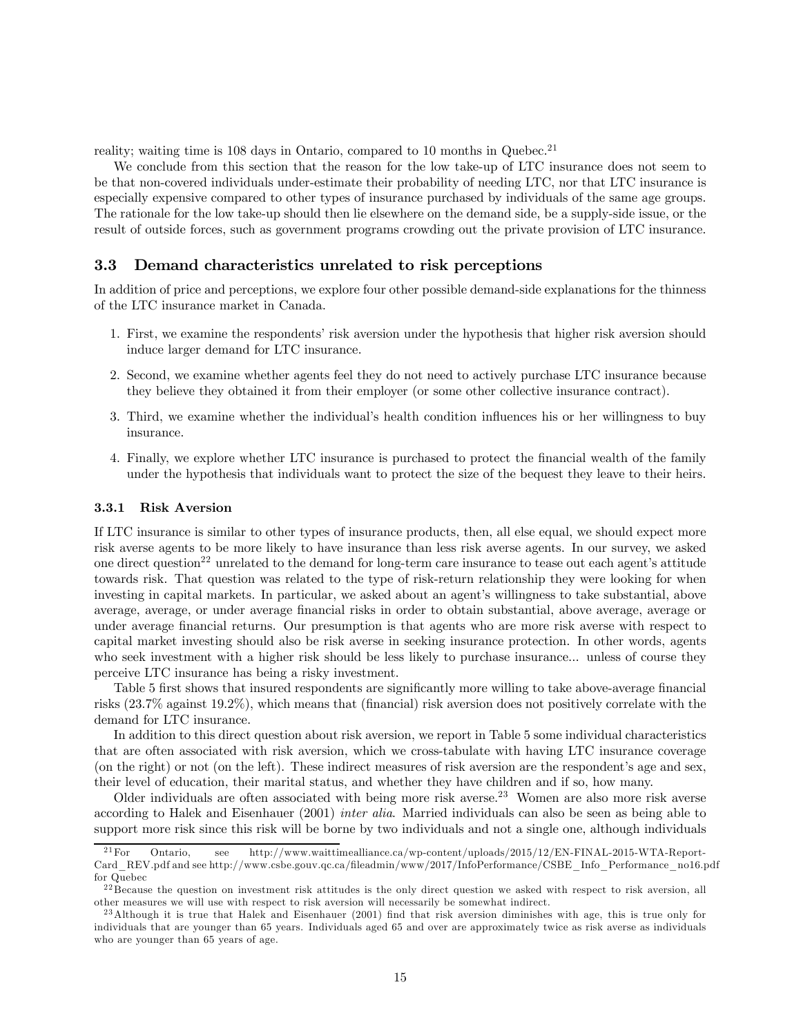reality; waiting time is 108 days in Ontario, compared to 10 months in Quebec.[21]

We conclude from this section that the reason for the low take-up of LTC insurance does not seem to be that non-covered individuals under-estimate their probability of needing LTC, nor that LTC insurance is especially expensive compared to other types of insurance purchased by individuals of the same age groups. The rationale for the low take-up should then lie elsewhere on the demand side, be a supply-side issue, or the result of outside forces, such as government programs crowding out the private provision of LTC insurance.

### 3.3 Demand characteristics unrelated to risk perceptions

In addition of price and perceptions, we explore four other possible demand-side explanations for the thinness of the LTC insurance market in Canada.

1. First, we examine the respondents' risk aversion under the hypothesis that higher risk aversion should induce larger demand for LTC insurance.
2. Second, we examine whether agents feel they do not need to actively purchase LTC insurance because they believe they obtained it from their employer (or some other collective insurance contract).
3. Third, we examine whether the individual's health condition influences his or her willingness to buy insurance.
4. Finally, we explore whether LTC insurance is purchased to protect the financial wealth of the family under the hypothesis that individuals want to protect the size of the bequest they leave to their heirs.

#### 3.3.1 Risk Aversion

If LTC insurance is similar to other types of insurance products, then, all else equal, we should expect more risk averse agents to be more likely to have insurance than less risk averse agents. In our survey, we asked one direct question[22] unrelated to the demand for long-term care insurance to tease out each agent's attitude towards risk. That question was related to the type of risk-return relationship they were looking for when investing in capital markets. In particular, we asked about an agent's willingness to take substantial, above average, average, or under average financial risks in order to obtain substantial, above average, average or under average financial returns. Our presumption is that agents who are more risk averse with respect to capital market investing should also be risk averse in seeking insurance protection. In other words, agents who seek investment with a higher risk should be less likely to purchase insurance... unless of course they perceive LTC insurance has being a risky investment.

Table 5 first shows that insured respondents are significantly more willing to take above-average financial risks (23.7% against 19.2%), which means that (financial) risk aversion does not positively correlate with the demand for LTC insurance.

In addition to this direct question about risk aversion, we report in Table 5 some individual characteristics that are often associated with risk aversion, which we cross-tabulate with having LTC insurance coverage (on the right) or not (on the left). These indirect measures of risk aversion are the respondent's age and sex, their level of education, their marital status, and whether they have children and if so, how many.

Older individuals are often associated with being more risk averse.[23] Women are also more risk averse according to Halek and Eisenhauer (2001) *inter alia*. Married individuals can also be seen as being able to support more risk since this risk will be borne by two individuals and not a single one, although individuals

[21] For Ontario, see http://www.waittimealliance.ca/wp-content/uploads/2015/12/EN-FINAL-2015-WTA-Report-Card_REV.pdf and see http://www.csbe.gouv.qc.ca/fileadmin/www/2017/InfoPerformance/CSBE_Info_Performance_no16.pdf for Quebec

[22] Because the question on investment risk attitudes is the only direct question we asked with respect to risk aversion, all other measures we will use with respect to risk aversion will necessarily be somewhat indirect.

[23] Although it is true that Halek and Eisenhauer (2001) find that risk aversion diminishes with age, this is true only for individuals that are younger than 65 years. Individuals aged 65 and over are approximately twice as risk averse as individuals who are younger than 65 years of age.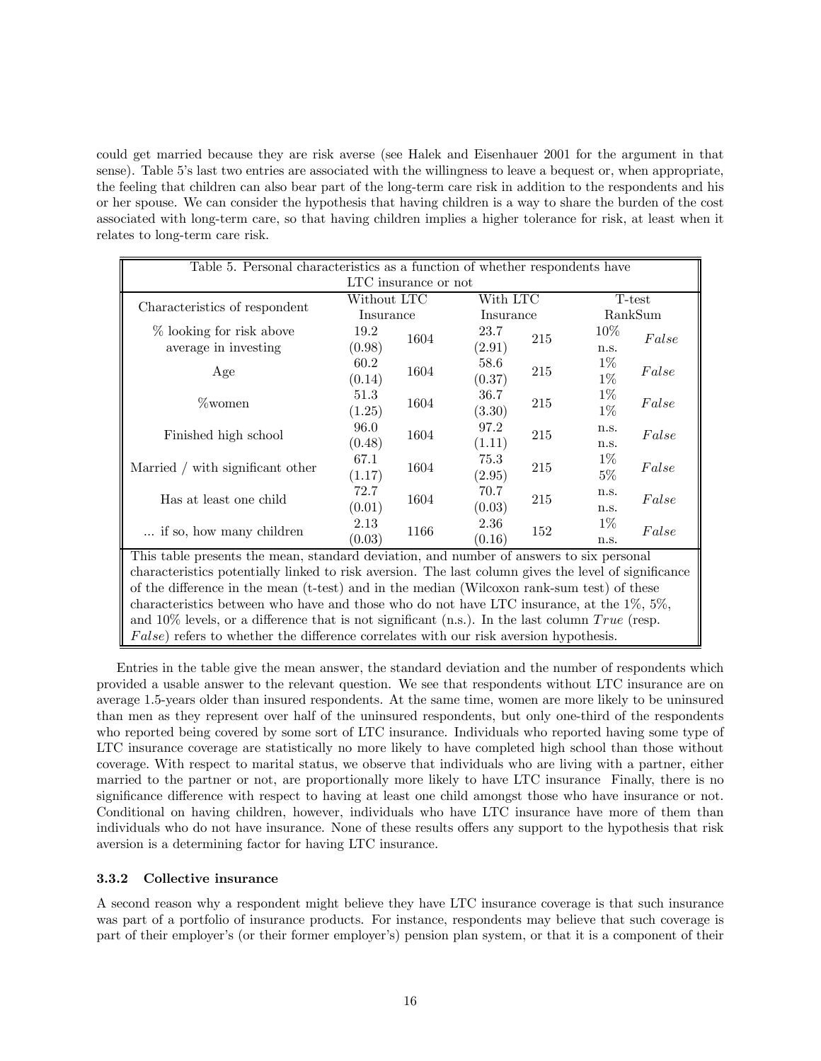could get married because they are risk averse (see Halek and Eisenhauer 2001 for the argument in that sense). Table 5's last two entries are associated with the willingness to leave a bequest or, when appropriate, the feeling that children can also bear part of the long-term care risk in addition to the respondents and his or her spouse. We can consider the hypothesis that having children is a way to share the burden of the cost associated with long-term care, so that having children implies a higher tolerance for risk, at least when it relates to long-term care risk.

| Table 5. Personal characteristics as a function of whether respondents have LTC insurance or not | | | | | | |
|---|---|---|---|---|---|---|
| Characteristics of respondent | Without LTC Insurance | | With LTC Insurance | | T-test RankSum | |
| % looking for risk above average in investing | 19.2 (0.98) | 1604 | 23.7 (2.91) | 215 | 10% n.s. | *False* |
| Age | 60.2 (0.14) | 1604 | 58.6 (0.37) | 215 | 1% 1% | *False* |
| %women | 51.3 (1.25) | 1604 | 36.7 (3.30) | 215 | 1% 1% | *False* |
| Finished high school | 96.0 (0.48) | 1604 | 97.2 (1.11) | 215 | n.s. n.s. | *False* |
| Married / with significant other | 67.1 (1.17) | 1604 | 75.3 (2.95) | 215 | 1% 5% | *False* |
| Has at least one child | 72.7 (0.01) | 1604 | 70.7 (0.03) | 215 | n.s. n.s. | *False* |
| ... if so, how many children | 2.13 (0.03) | 1166 | 2.36 (0.16) | 152 | 1% n.s. | *False* |

This table presents the mean, standard deviation, and number of answers to six personal characteristics potentially linked to risk aversion. The last column gives the level of significance of the difference in the mean (t-test) and in the median (Wilcoxon rank-sum test) of these characteristics between who have and those who do not have LTC insurance, at the 1%, 5%, and 10% levels, or a difference that is not significant (n.s.). In the last column *True* (resp. *False*) refers to whether the difference correlates with our risk aversion hypothesis.

Entries in the table give the mean answer, the standard deviation and the number of respondents which provided a usable answer to the relevant question. We see that respondents without LTC insurance are on average 1.5-years older than insured respondents. At the same time, women are more likely to be uninsured than men as they represent over half of the uninsured respondents, but only one-third of the respondents who reported being covered by some sort of LTC insurance. Individuals who reported having some type of LTC insurance coverage are statistically no more likely to have completed high school than those without coverage. With respect to marital status, we observe that individuals who are living with a partner, either married to the partner or not, are proportionally more likely to have LTC insurance Finally, there is no significance difference with respect to having at least one child amongst those who have insurance or not. Conditional on having children, however, individuals who have LTC insurance have more of them than individuals who do not have insurance. None of these results offers any support to the hypothesis that risk aversion is a determining factor for having LTC insurance.

### 3.3.2 Collective insurance

A second reason why a respondent might believe they have LTC insurance coverage is that such insurance was part of a portfolio of insurance products. For instance, respondents may believe that such coverage is part of their employer's (or their former employer's) pension plan system, or that it is a component of their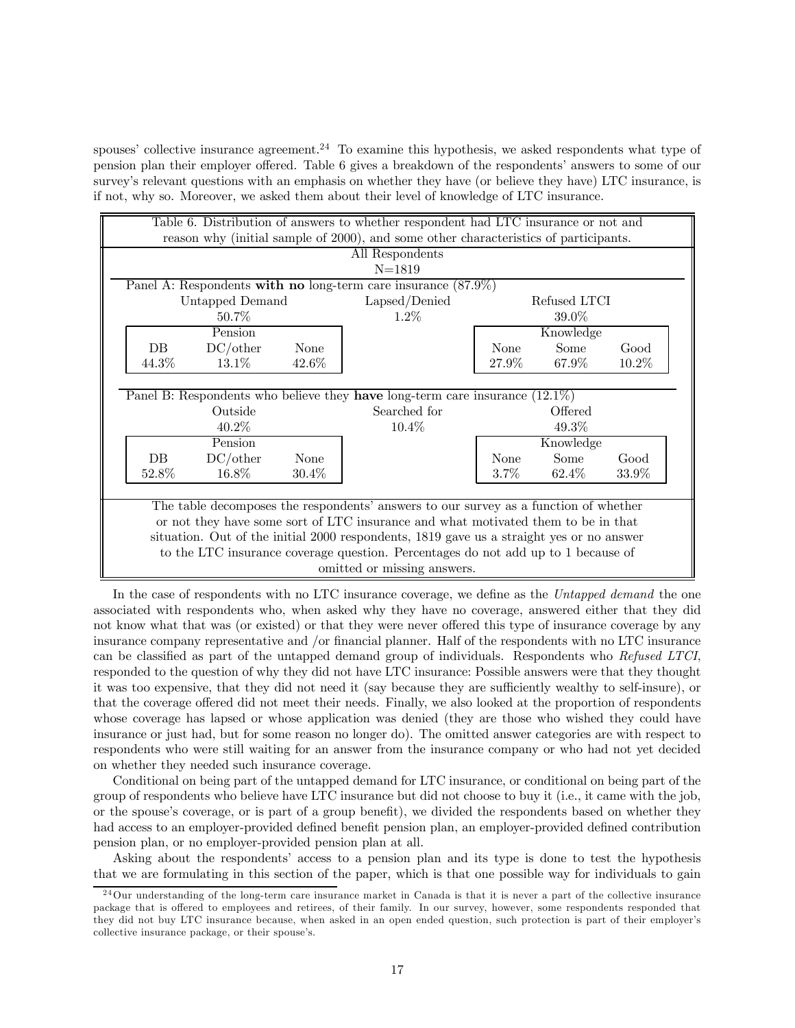spouses' collective insurance agreement.[24] To examine this hypothesis, we asked respondents what type of pension plan their employer offered. Table 6 gives a breakdown of the respondents' answers to some of our survey's relevant questions with an emphasis on whether they have (or believe they have) LTC insurance, is if not, why so. Moreover, we asked them about their level of knowledge of LTC insurance.

Table 6. Distribution of answers to whether respondent had LTC insurance or not and reason why (initial sample of 2000), and some other characteristics of participants.

All Respondents
N=1819

| Panel A: Respondents **with no** long-term care insurance (87.9%) | | | | | | |
|---|---|---|---|---|---|---|
| Untapped Demand | | | Lapsed/Denied | Refused LTCI | | |
| 50.7% | | | 1.2% | 39.0% | | |
| Pension | | | | Knowledge | | |
| DB | DC/other | None | | None | Some | Good |
| 44.3% | 13.1% | 42.6% | | 27.9% | 67.9% | 10.2% |
| **Panel B: Respondents who believe they have long-term care insurance (12.1%)** | | | | | | |
| Outside | | | Searched for | Offered | | |
| 40.2% | | | 10.4% | 49.3% | | |
| Pension | | | | Knowledge | | |
| DB | DC/other | None | | None | Some | Good |
| 52.8% | 16.8% | 30.4% | | 3.7% | 62.4% | 33.9% |

The table decomposes the respondents' answers to our survey as a function of whether or not they have some sort of LTC insurance and what motivated them to be in that situation. Out of the initial 2000 respondents, 1819 gave us a straight yes or no answer to the LTC insurance coverage question. Percentages do not add up to 1 because of omitted or missing answers.

In the case of respondents with no LTC insurance coverage, we define as the *Untapped demand* the one associated with respondents who, when asked why they have no coverage, answered either that they did not know what that was (or existed) or that they were never offered this type of insurance coverage by any insurance company representative and /or financial planner. Half of the respondents with no LTC insurance can be classified as part of the untapped demand group of individuals. Respondents who *Refused LTCI*, responded to the question of why they did not have LTC insurance: Possible answers were that they thought it was too expensive, that they did not need it (say because they are sufficiently wealthy to self-insure), or that the coverage offered did not meet their needs. Finally, we also looked at the proportion of respondents whose coverage has lapsed or whose application was denied (they are those who wished they could have insurance or just had, but for some reason no longer do). The omitted answer categories are with respect to respondents who were still waiting for an answer from the insurance company or who had not yet decided on whether they needed such insurance coverage.

Conditional on being part of the untapped demand for LTC insurance, or conditional on being part of the group of respondents who believe have LTC insurance but did not choose to buy it (i.e., it came with the job, or the spouse's coverage, or is part of a group benefit), we divided the respondents based on whether they had access to an employer-provided defined benefit pension plan, an employer-provided defined contribution pension plan, or no employer-provided pension plan at all.

Asking about the respondents' access to a pension plan and its type is done to test the hypothesis that we are formulating in this section of the paper, which is that one possible way for individuals to gain

[24] Our understanding of the long-term care insurance market in Canada is that it is never a part of the collective insurance package that is offered to employees and retirees, of their family. In our survey, however, some respondents responded that they did not buy LTC insurance because, when asked in an open ended question, such protection is part of their employer's collective insurance package, or their spouse's.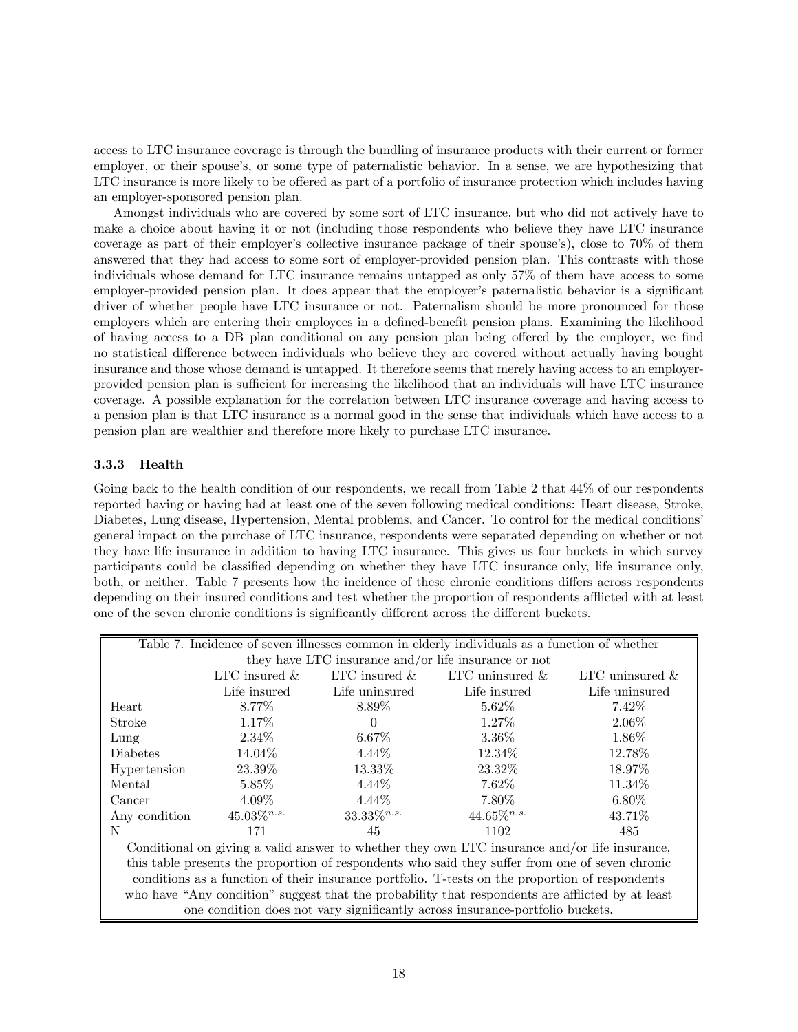access to LTC insurance coverage is through the bundling of insurance products with their current or former employer, or their spouse's, or some type of paternalistic behavior. In a sense, we are hypothesizing that LTC insurance is more likely to be offered as part of a portfolio of insurance protection which includes having an employer-sponsored pension plan.

Amongst individuals who are covered by some sort of LTC insurance, but who did not actively have to make a choice about having it or not (including those respondents who believe they have LTC insurance coverage as part of their employer's collective insurance package of their spouse's), close to 70% of them answered that they had access to some sort of employer-provided pension plan. This contrasts with those individuals whose demand for LTC insurance remains untapped as only 57% of them have access to some employer-provided pension plan. It does appear that the employer's paternalistic behavior is a significant driver of whether people have LTC insurance or not. Paternalism should be more pronounced for those employers which are entering their employees in a defined-benefit pension plans. Examining the likelihood of having access to a DB plan conditional on any pension plan being offered by the employer, we find no statistical difference between individuals who believe they are covered without actually having bought insurance and those whose demand is untapped. It therefore seems that merely having access to an employer-provided pension plan is sufficient for increasing the likelihood that an individuals will have LTC insurance coverage. A possible explanation for the correlation between LTC insurance coverage and having access to a pension plan is that LTC insurance is a normal good in the sense that individuals which have access to a pension plan are wealthier and therefore more likely to purchase LTC insurance.

### 3.3.3 Health

Going back to the health condition of our respondents, we recall from Table 2 that 44% of our respondents reported having or having had at least one of the seven following medical conditions: Heart disease, Stroke, Diabetes, Lung disease, Hypertension, Mental problems, and Cancer. To control for the medical conditions' general impact on the purchase of LTC insurance, respondents were separated depending on whether or not they have life insurance in addition to having LTC insurance. This gives us four buckets in which survey participants could be classified depending on whether they have LTC insurance only, life insurance only, both, or neither. Table 7 presents how the incidence of these chronic conditions differs across respondents depending on their insured conditions and test whether the proportion of respondents afflicted with at least one of the seven chronic conditions is significantly different across the different buckets.

Table 7. Incidence of seven illnesses common in elderly individuals as a function of whether they have LTC insurance and/or life insurance or not

| | LTC insured & Life insured | LTC insured & Life uninsured | LTC uninsured & Life insured | LTC uninsured & Life uninsured |
|---|---|---|---|---|
| Heart | 8.77% | 8.89% | 5.62% | 7.42% |
| Stroke | 1.17% | 0 | 1.27% | 2.06% |
| Lung | 2.34% | 6.67% | 3.36% | 1.86% |
| Diabetes | 14.04% | 4.44% | 12.34% | 12.78% |
| Hypertension | 23.39% | 13.33% | 23.32% | 18.97% |
| Mental | 5.85% | 4.44% | 7.62% | 11.34% |
| Cancer | 4.09% | 4.44% | 7.80% | 6.80% |
| Any condition | 45.03%$^{n.s.}$ | 33.33%$^{n.s.}$ | 44.65%$^{n.s.}$ | 43.71% |
| N | 171 | 45 | 1102 | 485 |

Conditional on giving a valid answer to whether they own LTC insurance and/or life insurance, this table presents the proportion of respondents who said they suffer from one of seven chronic conditions as a function of their insurance portfolio. T-tests on the proportion of respondents who have "Any condition" suggest that the probability that respondents are afflicted by at least one condition does not vary significantly across insurance-portfolio buckets.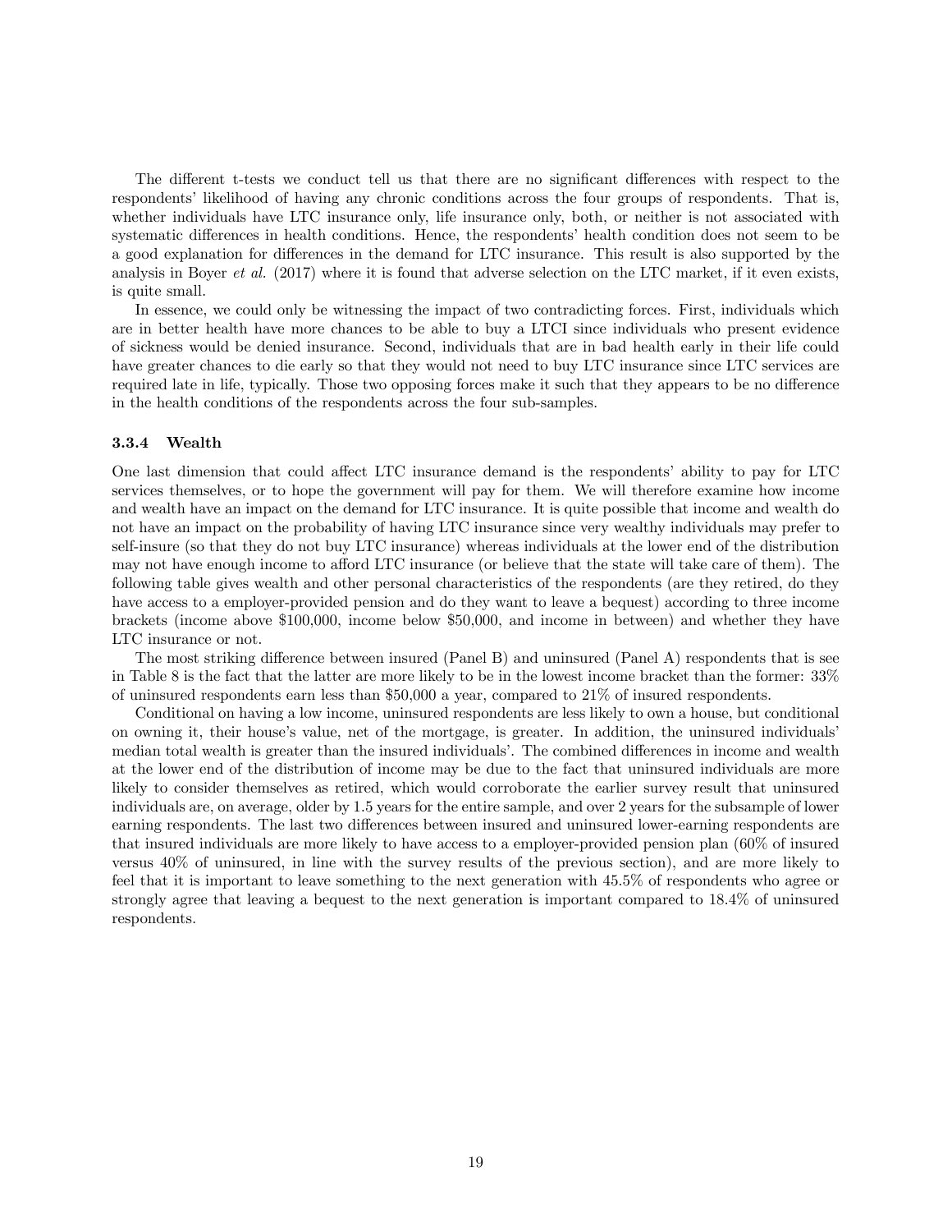The different t-tests we conduct tell us that there are no significant differences with respect to the respondents' likelihood of having any chronic conditions across the four groups of respondents. That is, whether individuals have LTC insurance only, life insurance only, both, or neither is not associated with systematic differences in health conditions. Hence, the respondents' health condition does not seem to be a good explanation for differences in the demand for LTC insurance. This result is also supported by the analysis in Boyer *et al.* (2017) where it is found that adverse selection on the LTC market, if it even exists, is quite small.

In essence, we could only be witnessing the impact of two contradicting forces. First, individuals which are in better health have more chances to be able to buy a LTCI since individuals who present evidence of sickness would be denied insurance. Second, individuals that are in bad health early in their life could have greater chances to die early so that they would not need to buy LTC insurance since LTC services are required late in life, typically. Those two opposing forces make it such that they appears to be no difference in the health conditions of the respondents across the four sub-samples.

### 3.3.4 Wealth

One last dimension that could affect LTC insurance demand is the respondents' ability to pay for LTC services themselves, or to hope the government will pay for them. We will therefore examine how income and wealth have an impact on the demand for LTC insurance. It is quite possible that income and wealth do not have an impact on the probability of having LTC insurance since very wealthy individuals may prefer to self-insure (so that they do not buy LTC insurance) whereas individuals at the lower end of the distribution may not have enough income to afford LTC insurance (or believe that the state will take care of them). The following table gives wealth and other personal characteristics of the respondents (are they retired, do they have access to a employer-provided pension and do they want to leave a bequest) according to three income brackets (income above \$100,000, income below \$50,000, and income in between) and whether they have LTC insurance or not.

The most striking difference between insured (Panel B) and uninsured (Panel A) respondents that is see in Table 8 is the fact that the latter are more likely to be in the lowest income bracket than the former: 33% of uninsured respondents earn less than \$50,000 a year, compared to 21% of insured respondents.

Conditional on having a low income, uninsured respondents are less likely to own a house, but conditional on owning it, their house's value, net of the mortgage, is greater. In addition, the uninsured individuals' median total wealth is greater than the insured individuals'. The combined differences in income and wealth at the lower end of the distribution of income may be due to the fact that uninsured individuals are more likely to consider themselves as retired, which would corroborate the earlier survey result that uninsured individuals are, on average, older by 1.5 years for the entire sample, and over 2 years for the subsample of lower earning respondents. The last two differences between insured and uninsured lower-earning respondents are that insured individuals are more likely to have access to a employer-provided pension plan (60% of insured versus 40% of uninsured, in line with the survey results of the previous section), and are more likely to feel that it is important to leave something to the next generation with 45.5% of respondents who agree or strongly agree that leaving a bequest to the next generation is important compared to 18.4% of uninsured respondents.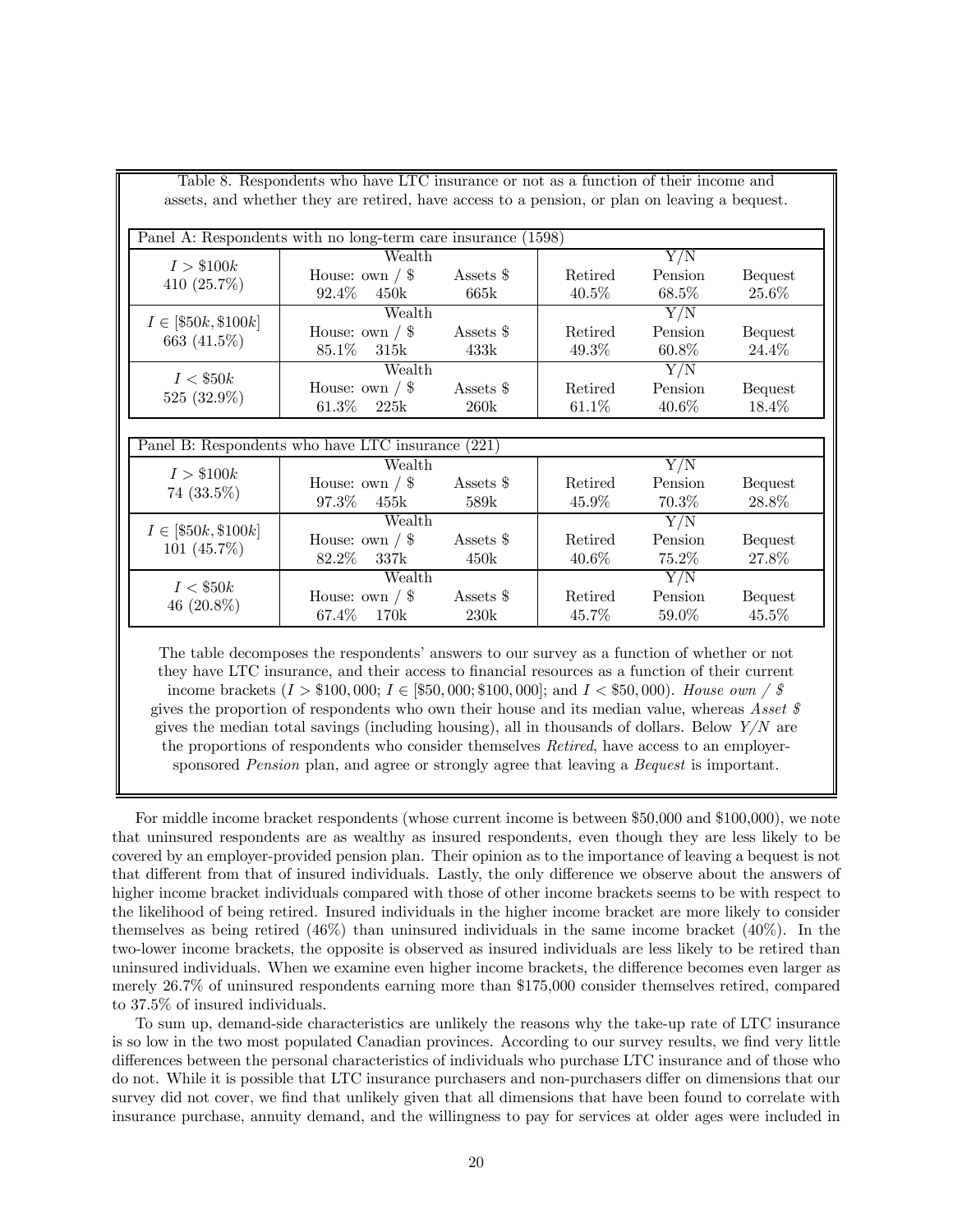Table 8. Respondents who have LTC insurance or not as a function of their income and assets, and whether they are retired, have access to a pension, or plan on leaving a bequest.

| Panel A: Respondents with no long-term care insurance (1598) | Wealth | | | Y/N | | |
|---|---|---|---|---|---|---|
| | House: own | $ | Assets $ | Retired | Pension | Bequest |
| $I > \$100k$ 410 (25.7%) | 92.4% | 450k | 665k | 40.5% | 68.5% | 25.6% |
| $I \in [\$50k, \$100k]$ 663 (41.5%) | 85.1% | 315k | 433k | 49.3% | 60.8% | 24.4% |
| $I < \$50k$ 525 (32.9%) | 61.3% | 225k | 260k | 61.1% | 40.6% | 18.4% |

| Panel B: Respondents who have LTC insurance (221) | Wealth | | | Y/N | | |
|---|---|---|---|---|---|---|
| | House: own | $ | Assets $ | Retired | Pension | Bequest |
| $I > \$100k$ 74 (33.5%) | 97.3% | 455k | 589k | 45.9% | 70.3% | 28.8% |
| $I \in [\$50k, \$100k]$ 101 (45.7%) | 82.2% | 337k | 450k | 40.6% | 75.2% | 27.8% |
| $I < \$50k$ 46 (20.8%) | 67.4% | 170k | 230k | 45.7% | 59.0% | 45.5% |

The table decomposes the respondents' answers to our survey as a function of whether or not they have LTC insurance, and their access to financial resources as a function of their current income brackets ($I > \$100,000$; $I \in [\$50,000; \$100,000]$; and $I < \$50,000$). *House own / $* gives the proportion of respondents who own their house and its median value, whereas *Asset $* gives the median total savings (including housing), all in thousands of dollars. Below *Y/N* are the proportions of respondents who consider themselves *Retired*, have access to an employer-sponsored *Pension* plan, and agree or strongly agree that leaving a *Bequest* is important.

For middle income bracket respondents (whose current income is between $50,000 and $100,000), we note that uninsured respondents are as wealthy as insured respondents, even though they are less likely to be covered by an employer-provided pension plan. Their opinion as to the importance of leaving a bequest is not that different from that of insured individuals. Lastly, the only difference we observe about the answers of higher income bracket individuals compared with those of other income brackets seems to be with respect to the likelihood of being retired. Insured individuals in the higher income bracket are more likely to consider themselves as being retired (46%) than uninsured individuals in the same income bracket (40%). In the two-lower income brackets, the opposite is observed as insured individuals are less likely to be retired than uninsured individuals. When we examine even higher income brackets, the difference becomes even larger as merely 26.7% of uninsured respondents earning more than $175,000 consider themselves retired, compared to 37.5% of insured individuals.

To sum up, demand-side characteristics are unlikely the reasons why the take-up rate of LTC insurance is so low in the two most populated Canadian provinces. According to our survey results, we find very little differences between the personal characteristics of individuals who purchase LTC insurance and of those who do not. While it is possible that LTC insurance purchasers and non-purchasers differ on dimensions that our survey did not cover, we find that unlikely given that all dimensions that have been found to correlate with insurance purchase, annuity demand, and the willingness to pay for services at older ages were included in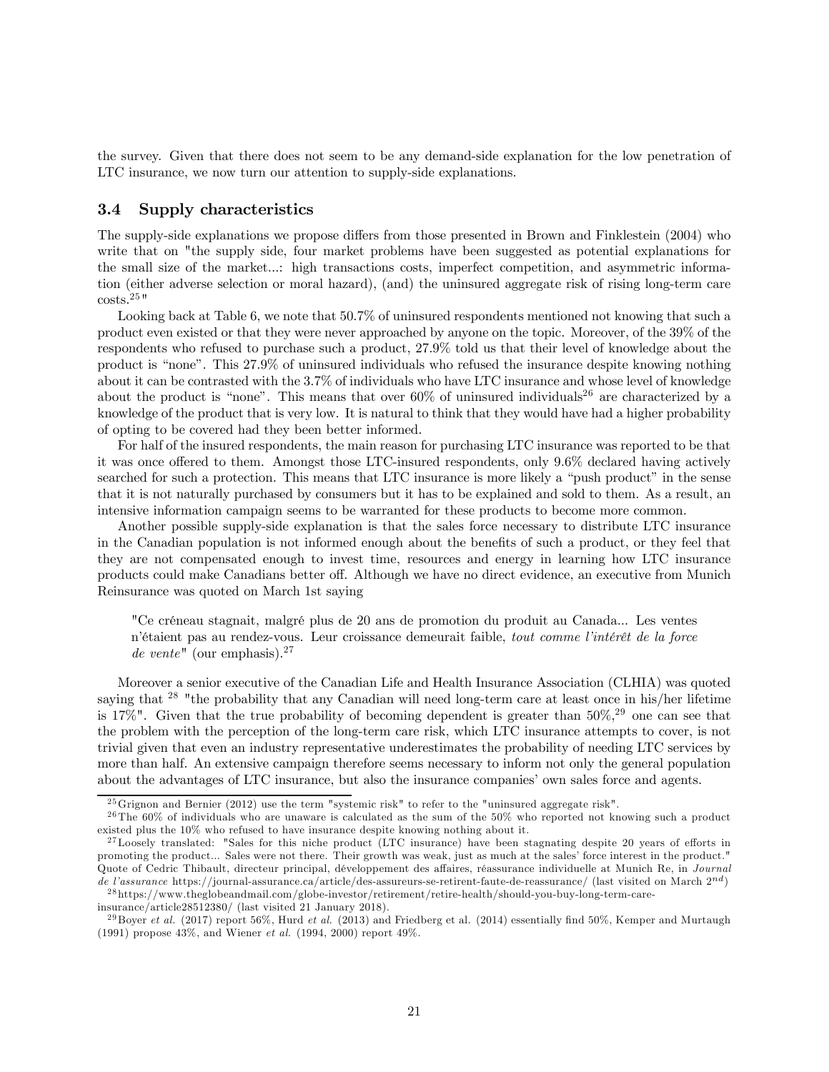the survey. Given that there does not seem to be any demand-side explanation for the low penetration of LTC insurance, we now turn our attention to supply-side explanations.

### 3.4 Supply characteristics

The supply-side explanations we propose differs from those presented in Brown and Finklestein (2004) who write that on "the supply side, four market problems have been suggested as potential explanations for the small size of the market...: high transactions costs, imperfect competition, and asymmetric information (either adverse selection or moral hazard), (and) the uninsured aggregate risk of rising long-term care costs.[25]"

Looking back at Table 6, we note that 50.7% of uninsured respondents mentioned not knowing that such a product even existed or that they were never approached by anyone on the topic. Moreover, of the 39% of the respondents who refused to purchase such a product, 27.9% told us that their level of knowledge about the product is "none". This 27.9% of uninsured individuals who refused the insurance despite knowing nothing about it can be contrasted with the 3.7% of individuals who have LTC insurance and whose level of knowledge about the product is "none". This means that over 60% of uninsured individuals[26] are characterized by a knowledge of the product that is very low. It is natural to think that they would have had a higher probability of opting to be covered had they been better informed.

For half of the insured respondents, the main reason for purchasing LTC insurance was reported to be that it was once offered to them. Amongst those LTC-insured respondents, only 9.6% declared having actively searched for such a protection. This means that LTC insurance is more likely a "push product" in the sense that it is not naturally purchased by consumers but it has to be explained and sold to them. As a result, an intensive information campaign seems to be warranted for these products to become more common.

Another possible supply-side explanation is that the sales force necessary to distribute LTC insurance in the Canadian population is not informed enough about the benefits of such a product, or they feel that they are not compensated enough to invest time, resources and energy in learning how LTC insurance products could make Canadians better off. Although we have no direct evidence, an executive from Munich Reinsurance was quoted on March 1st saying

> "Ce créneau stagnait, malgré plus de 20 ans de promotion du produit au Canada... Les ventes n'étaient pas au rendez-vous. Leur croissance demeurait faible, *tout comme l'intérêt de la force de vente*" (our emphasis).[27]

Moreover a senior executive of the Canadian Life and Health Insurance Association (CLHIA) was quoted saying that [28] "the probability that any Canadian will need long-term care at least once in his/her lifetime is 17%". Given that the true probability of becoming dependent is greater than 50%,[29] one can see that the problem with the perception of the long-term care risk, which LTC insurance attempts to cover, is not trivial given that even an industry representative underestimates the probability of needing LTC services by more than half. An extensive campaign therefore seems necessary to inform not only the general population about the advantages of LTC insurance, but also the insurance companies' own sales force and agents.

---

[25] Grignon and Bernier (2012) use the term "systemic risk" to refer to the "uninsured aggregate risk".

[26] The 60% of individuals who are unaware is calculated as the sum of the 50% who reported not knowing such a product existed plus the 10% who refused to have insurance despite knowing nothing about it.

[27] Loosely translated: "Sales for this niche product (LTC insurance) have been stagnating despite 20 years of efforts in promoting the product... Sales were not there. Their growth was weak, just as much at the sales' force interest in the product." Quote of Cedric Thibault, directeur principal, développement des affaires, réassurance individuelle at Munich Re, in *Journal de l'assurance* https://journal-assurance.ca/article/des-assureurs-se-retirent-faute-de-reassurance/ (last visited on March 2[nd])

[28] https://www.theglobeandmail.com/globe-investor/retirement/retire-health/should-you-buy-long-term-care-insurance/article28512380/ (last visited 21 January 2018).

[29] Boyer *et al.* (2017) report 56%, Hurd *et al.* (2013) and Friedberg et al. (2014) essentially find 50%, Kemper and Murtaugh (1991) propose 43%, and Wiener *et al.* (1994, 2000) report 49%.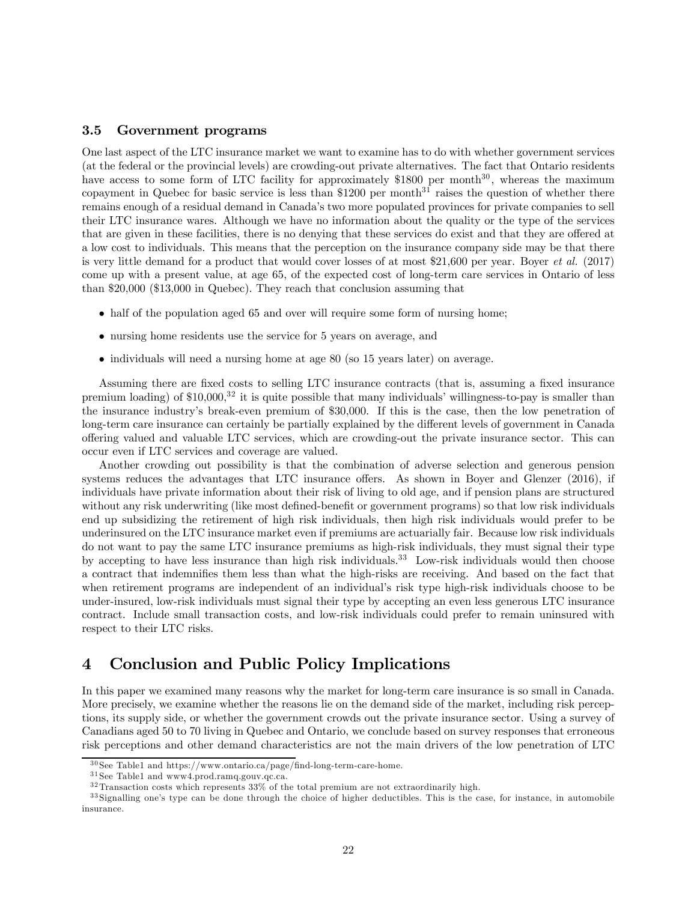### 3.5 Government programs

One last aspect of the LTC insurance market we want to examine has to do with whether government services (at the federal or the provincial levels) are crowding-out private alternatives. The fact that Ontario residents have access to some form of LTC facility for approximately \$1800 per month[30], whereas the maximum copayment in Quebec for basic service is less than \$1200 per month[31] raises the question of whether there remains enough of a residual demand in Canada's two more populated provinces for private companies to sell their LTC insurance wares. Although we have no information about the quality or the type of the services that are given in these facilities, there is no denying that these services do exist and that they are offered at a low cost to individuals. This means that the perception on the insurance company side may be that there is very little demand for a product that would cover losses of at most \$21,600 per year. Boyer *et al.* (2017) come up with a present value, at age 65, of the expected cost of long-term care services in Ontario of less than \$20,000 (\$13,000 in Quebec). They reach that conclusion assuming that

- half of the population aged 65 and over will require some form of nursing home;
- nursing home residents use the service for 5 years on average, and
- individuals will need a nursing home at age 80 (so 15 years later) on average.

Assuming there are fixed costs to selling LTC insurance contracts (that is, assuming a fixed insurance premium loading) of \$10,000,[32] it is quite possible that many individuals' willingness-to-pay is smaller than the insurance industry's break-even premium of \$30,000. If this is the case, then the low penetration of long-term care insurance can certainly be partially explained by the different levels of government in Canada offering valued and valuable LTC services, which are crowding-out the private insurance sector. This can occur even if LTC services and coverage are valued.

Another crowding out possibility is that the combination of adverse selection and generous pension systems reduces the advantages that LTC insurance offers. As shown in Boyer and Glenzer (2016), if individuals have private information about their risk of living to old age, and if pension plans are structured without any risk underwriting (like most defined-benefit or government programs) so that low risk individuals end up subsidizing the retirement of high risk individuals, then high risk individuals would prefer to be underinsured on the LTC insurance market even if premiums are actuarially fair. Because low risk individuals do not want to pay the same LTC insurance premiums as high-risk individuals, they must signal their type by accepting to have less insurance than high risk individuals.[33] Low-risk individuals would then choose a contract that indemnifies them less than what the high-risks are receiving. And based on the fact that when retirement programs are independent of an individual's risk type high-risk individuals choose to be under-insured, low-risk individuals must signal their type by accepting an even less generous LTC insurance contract. Include small transaction costs, and low-risk individuals could prefer to remain uninsured with respect to their LTC risks.

# 4 Conclusion and Public Policy Implications

In this paper we examined many reasons why the market for long-term care insurance is so small in Canada. More precisely, we examine whether the reasons lie on the demand side of the market, including risk perceptions, its supply side, or whether the government crowds out the private insurance sector. Using a survey of Canadians aged 50 to 70 living in Quebec and Ontario, we conclude based on survey responses that erroneous risk perceptions and other demand characteristics are not the main drivers of the low penetration of LTC

[30] See Table1 and https://www.ontario.ca/page/find-long-term-care-home.

[31] See Table1 and www4.prod.ramq.gouv.qc.ca.

[32] Transaction costs which represents 33% of the total premium are not extraordinarily high.

[33] Signalling one's type can be done through the choice of higher deductibles. This is the case, for instance, in automobile insurance.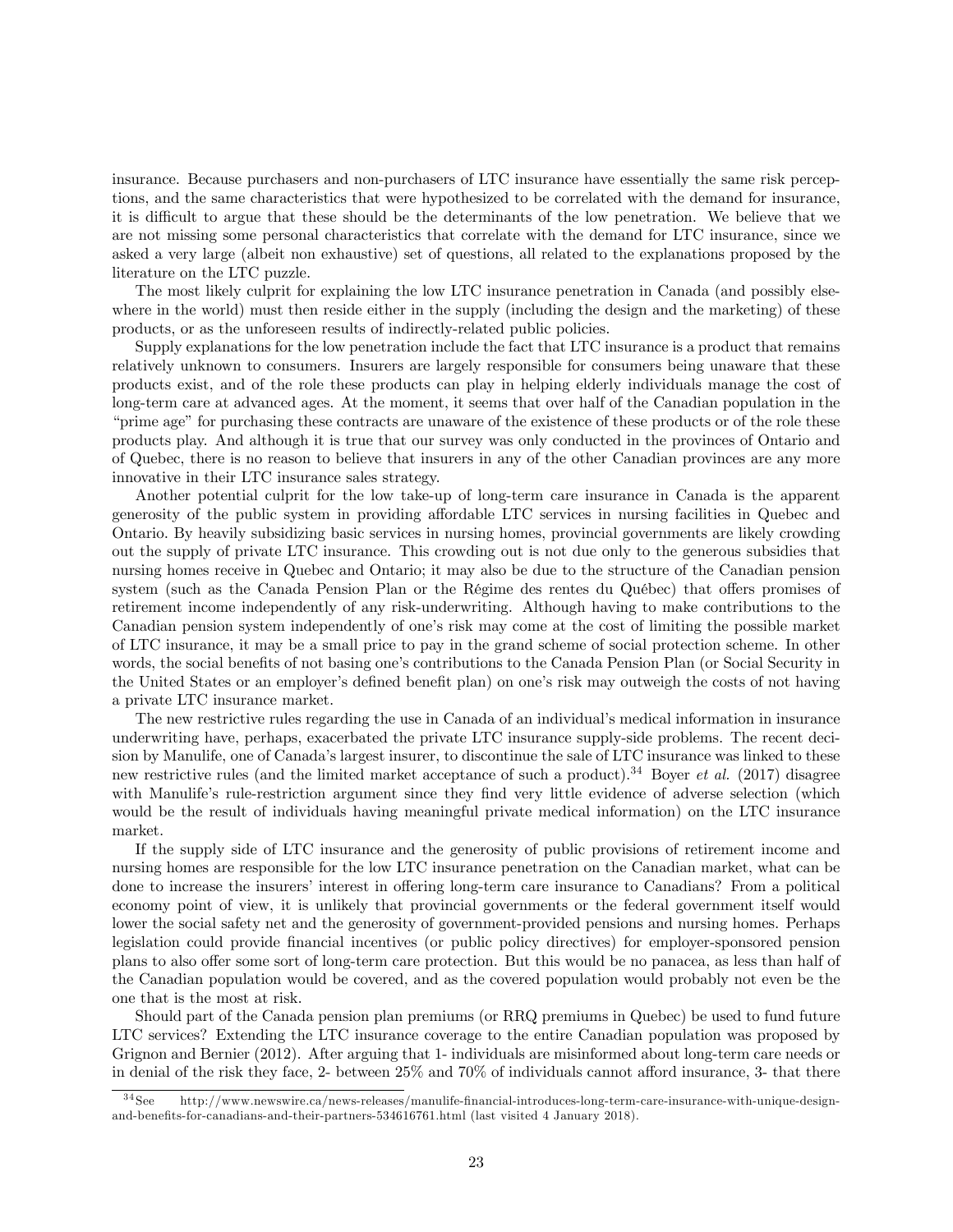insurance. Because purchasers and non-purchasers of LTC insurance have essentially the same risk perceptions, and the same characteristics that were hypothesized to be correlated with the demand for insurance, it is difficult to argue that these should be the determinants of the low penetration. We believe that we are not missing some personal characteristics that correlate with the demand for LTC insurance, since we asked a very large (albeit non exhaustive) set of questions, all related to the explanations proposed by the literature on the LTC puzzle.

The most likely culprit for explaining the low LTC insurance penetration in Canada (and possibly elsewhere in the world) must then reside either in the supply (including the design and the marketing) of these products, or as the unforeseen results of indirectly-related public policies.

Supply explanations for the low penetration include the fact that LTC insurance is a product that remains relatively unknown to consumers. Insurers are largely responsible for consumers being unaware that these products exist, and of the role these products can play in helping elderly individuals manage the cost of long-term care at advanced ages. At the moment, it seems that over half of the Canadian population in the "prime age" for purchasing these contracts are unaware of the existence of these products or of the role these products play. And although it is true that our survey was only conducted in the provinces of Ontario and of Quebec, there is no reason to believe that insurers in any of the other Canadian provinces are any more innovative in their LTC insurance sales strategy.

Another potential culprit for the low take-up of long-term care insurance in Canada is the apparent generosity of the public system in providing affordable LTC services in nursing facilities in Quebec and Ontario. By heavily subsidizing basic services in nursing homes, provincial governments are likely crowding out the supply of private LTC insurance. This crowding out is not due only to the generous subsidies that nursing homes receive in Quebec and Ontario; it may also be due to the structure of the Canadian pension system (such as the Canada Pension Plan or the Régime des rentes du Québec) that offers promises of retirement income independently of any risk-underwriting. Although having to make contributions to the Canadian pension system independently of one's risk may come at the cost of limiting the possible market of LTC insurance, it may be a small price to pay in the grand scheme of social protection scheme. In other words, the social benefits of not basing one's contributions to the Canada Pension Plan (or Social Security in the United States or an employer's defined benefit plan) on one's risk may outweigh the costs of not having a private LTC insurance market.

The new restrictive rules regarding the use in Canada of an individual's medical information in insurance underwriting have, perhaps, exacerbated the private LTC insurance supply-side problems. The recent decision by Manulife, one of Canada's largest insurer, to discontinue the sale of LTC insurance was linked to these new restrictive rules (and the limited market acceptance of such a product).[34] Boyer *et al.* (2017) disagree with Manulife's rule-restriction argument since they find very little evidence of adverse selection (which would be the result of individuals having meaningful private medical information) on the LTC insurance market.

If the supply side of LTC insurance and the generosity of public provisions of retirement income and nursing homes are responsible for the low LTC insurance penetration on the Canadian market, what can be done to increase the insurers' interest in offering long-term care insurance to Canadians? From a political economy point of view, it is unlikely that provincial governments or the federal government itself would lower the social safety net and the generosity of government-provided pensions and nursing homes. Perhaps legislation could provide financial incentives (or public policy directives) for employer-sponsored pension plans to also offer some sort of long-term care protection. But this would be no panacea, as less than half of the Canadian population would be covered, and as the covered population would probably not even be the one that is the most at risk.

Should part of the Canada pension plan premiums (or RRQ premiums in Quebec) be used to fund future LTC services? Extending the LTC insurance coverage to the entire Canadian population was proposed by Grignon and Bernier (2012). After arguing that 1- individuals are misinformed about long-term care needs or in denial of the risk they face, 2- between 25% and 70% of individuals cannot afford insurance, 3- that there

[34] See http://www.newswire.ca/news-releases/manulife-financial-introduces-long-term-care-insurance-with-unique-design-and-benefits-for-canadians-and-their-partners-534616761.html (last visited 4 January 2018).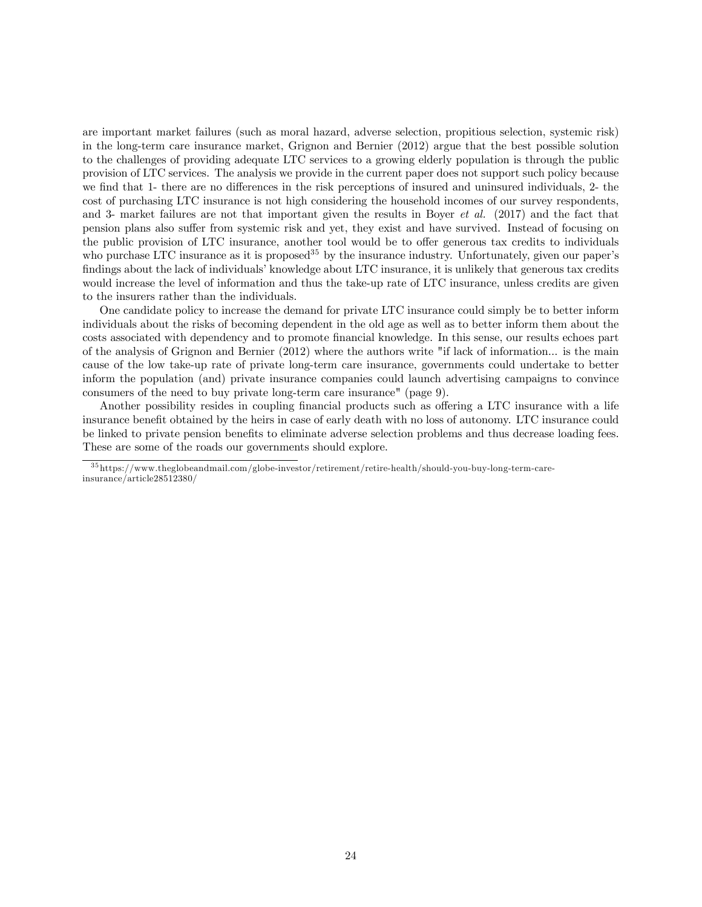are important market failures (such as moral hazard, adverse selection, propitious selection, systemic risk) in the long-term care insurance market, Grignon and Bernier (2012) argue that the best possible solution to the challenges of providing adequate LTC services to a growing elderly population is through the public provision of LTC services. The analysis we provide in the current paper does not support such policy because we find that 1- there are no differences in the risk perceptions of insured and uninsured individuals, 2- the cost of purchasing LTC insurance is not high considering the household incomes of our survey respondents, and 3- market failures are not that important given the results in Boyer *et al.* (2017) and the fact that pension plans also suffer from systemic risk and yet, they exist and have survived. Instead of focusing on the public provision of LTC insurance, another tool would be to offer generous tax credits to individuals who purchase LTC insurance as it is proposed[35] by the insurance industry. Unfortunately, given our paper's findings about the lack of individuals' knowledge about LTC insurance, it is unlikely that generous tax credits would increase the level of information and thus the take-up rate of LTC insurance, unless credits are given to the insurers rather than the individuals.

One candidate policy to increase the demand for private LTC insurance could simply be to better inform individuals about the risks of becoming dependent in the old age as well as to better inform them about the costs associated with dependency and to promote financial knowledge. In this sense, our results echoes part of the analysis of Grignon and Bernier (2012) where the authors write "if lack of information... is the main cause of the low take-up rate of private long-term care insurance, governments could undertake to better inform the population (and) private insurance companies could launch advertising campaigns to convince consumers of the need to buy private long-term care insurance" (page 9).

Another possibility resides in coupling financial products such as offering a LTC insurance with a life insurance benefit obtained by the heirs in case of early death with no loss of autonomy. LTC insurance could be linked to private pension benefits to eliminate adverse selection problems and thus decrease loading fees. These are some of the roads our governments should explore.

[35] https://www.theglobeandmail.com/globe-investor/retirement/retire-health/should-you-buy-long-term-care-insurance/article28512380/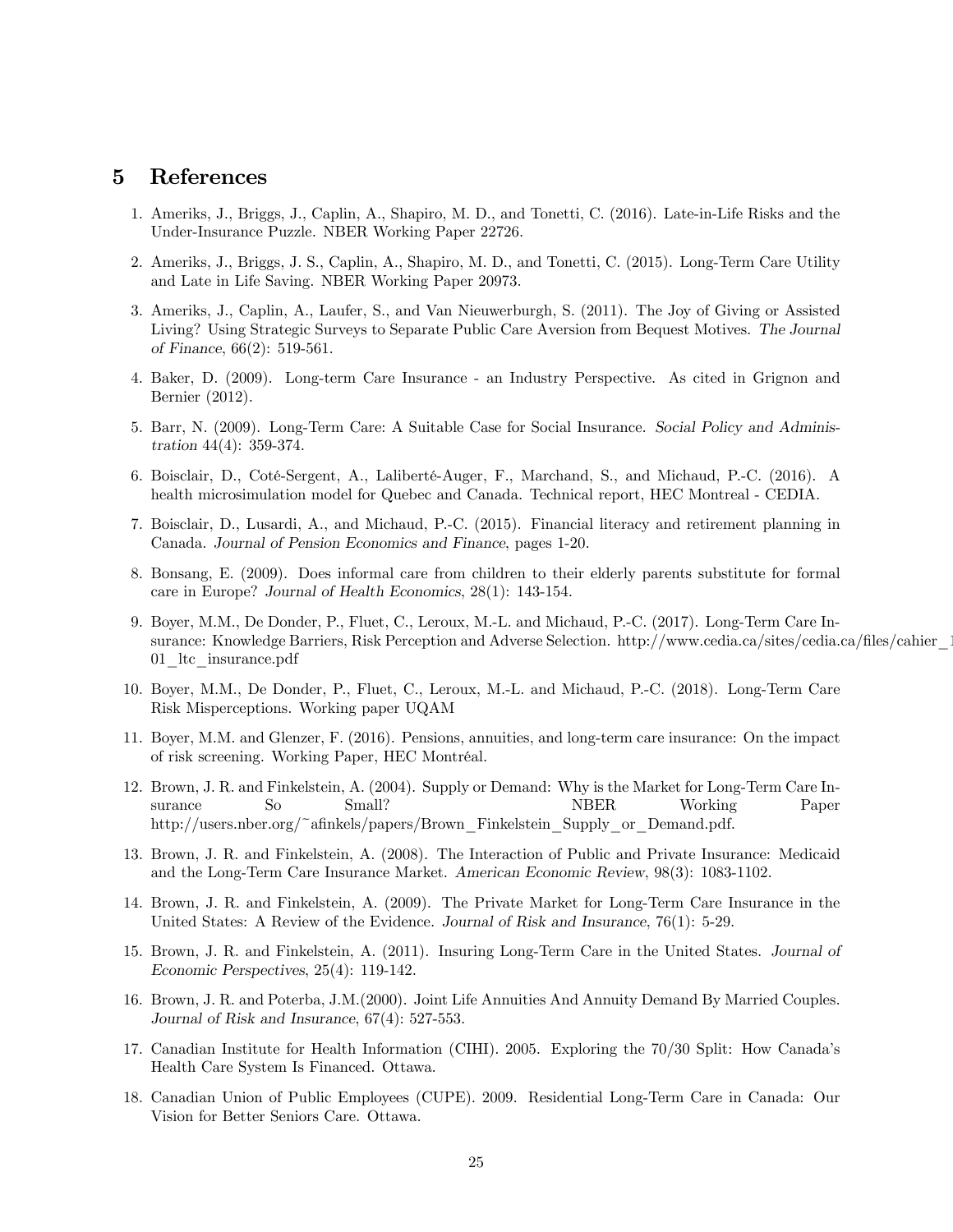# 5 References

1. Ameriks, J., Briggs, J., Caplin, A., Shapiro, M. D., and Tonetti, C. (2016). Late-in-Life Risks and the Under-Insurance Puzzle. NBER Working Paper 22726.
2. Ameriks, J., Briggs, J. S., Caplin, A., Shapiro, M. D., and Tonetti, C. (2015). Long-Term Care Utility and Late in Life Saving. NBER Working Paper 20973.
3. Ameriks, J., Caplin, A., Laufer, S., and Van Nieuwerburgh, S. (2011). The Joy of Giving or Assisted Living? Using Strategic Surveys to Separate Public Care Aversion from Bequest Motives. *The Journal of Finance*, 66(2): 519-561.
4. Baker, D. (2009). Long-term Care Insurance - an Industry Perspective. As cited in Grignon and Bernier (2012).
5. Barr, N. (2009). Long-Term Care: A Suitable Case for Social Insurance. *Social Policy and Administration* 44(4): 359-374.
6. Boisclair, D., Coté-Sergent, A., Laliberté-Auger, F., Marchand, S., and Michaud, P.-C. (2016). A health microsimulation model for Quebec and Canada. Technical report, HEC Montreal - CEDIA.
7. Boisclair, D., Lusardi, A., and Michaud, P.-C. (2015). Financial literacy and retirement planning in Canada. *Journal of Pension Economics and Finance*, pages 1-20.
8. Bonsang, E. (2009). Does informal care from children to their elderly parents substitute for formal care in Europe? *Journal of Health Economics*, 28(1): 143-154.
9. Boyer, M.M., De Donder, P., Fluet, C., Leroux, M.-L. and Michaud, P.-C. (2017). Long-Term Care Insurance: Knowledge Barriers, Risk Perception and Adverse Selection. http://www.cedia.ca/sites/cedia.ca/files/cahier_1 01_ltc_insurance.pdf
10. Boyer, M.M., De Donder, P., Fluet, C., Leroux, M.-L. and Michaud, P.-C. (2018). Long-Term Care Risk Misperceptions. Working paper UQAM
11. Boyer, M.M. and Glenzer, F. (2016). Pensions, annuities, and long-term care insurance: On the impact of risk screening. Working Paper, HEC Montréal.
12. Brown, J. R. and Finkelstein, A. (2004). Supply or Demand: Why is the Market for Long-Term Care Insurance So Small? NBER Working Paper http://users.nber.org/~afinkels/papers/Brown_Finkelstein_Supply_or_Demand.pdf.
13. Brown, J. R. and Finkelstein, A. (2008). The Interaction of Public and Private Insurance: Medicaid and the Long-Term Care Insurance Market. *American Economic Review*, 98(3): 1083-1102.
14. Brown, J. R. and Finkelstein, A. (2009). The Private Market for Long-Term Care Insurance in the United States: A Review of the Evidence. *Journal of Risk and Insurance*, 76(1): 5-29.
15. Brown, J. R. and Finkelstein, A. (2011). Insuring Long-Term Care in the United States. *Journal of Economic Perspectives*, 25(4): 119-142.
16. Brown, J. R. and Poterba, J.M.(2000). Joint Life Annuities And Annuity Demand By Married Couples. *Journal of Risk and Insurance*, 67(4): 527-553.
17. Canadian Institute for Health Information (CIHI). 2005. Exploring the 70/30 Split: How Canada's Health Care System Is Financed. Ottawa.
18. Canadian Union of Public Employees (CUPE). 2009. Residential Long-Term Care in Canada: Our Vision for Better Seniors Care. Ottawa.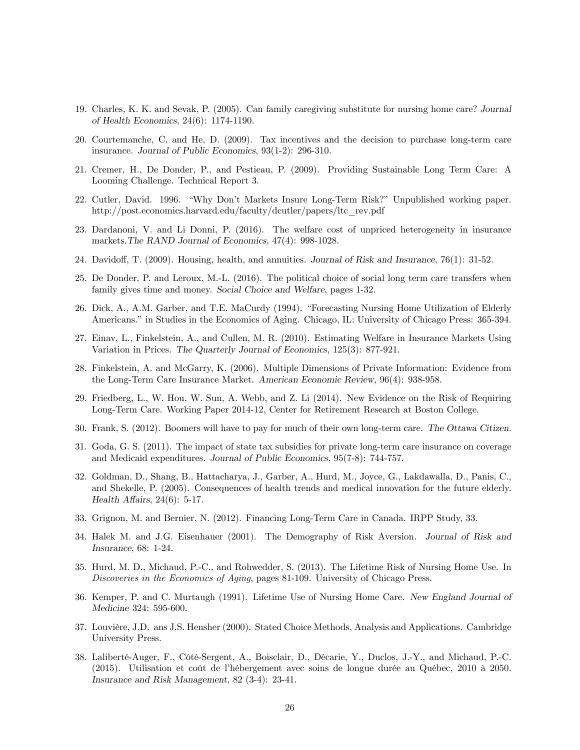19. Charles, K. K. and Sevak, P. (2005). Can family caregiving substitute for nursing home care? *Journal of Health Economics*, 24(6): 1174-1190.

20. Courtemanche, C. and He, D. (2009). Tax incentives and the decision to purchase long-term care insurance. *Journal of Public Economics*, 93(1-2): 296-310.

21. Cremer, H., De Donder, P., and Pestieau, P. (2009). Providing Sustainable Long Term Care: A Looming Challenge. Technical Report 3.

22. Cutler, David. 1996. "Why Don't Markets Insure Long-Term Risk?" Unpublished working paper. http://post.economics.harvard.edu/faculty/dcutler/papers/ltc_rev.pdf

23. Dardanoni, V. and Li Donni, P. (2016). The welfare cost of unpriced heterogeneity in insurance markets.*The RAND Journal of Economics*, 47(4): 998-1028.

24. Davidoff, T. (2009). Housing, health, and annuities. *Journal of Risk and Insurance*, 76(1): 31-52.

25. De Donder, P. and Leroux, M.-L. (2016). The political choice of social long term care transfers when family gives time and money. *Social Choice and Welfare*, pages 1-32.

26. Dick, A., A.M. Garber, and T.E. MaCurdy (1994). "Forecasting Nursing Home Utilization of Elderly Americans." in Studies in the Economics of Aging. Chicago, IL: University of Chicago Press: 365-394.

27. Einav, L., Finkelstein, A., and Cullen, M. R. (2010). Estimating Welfare in Insurance Markets Using Variation in Prices. *The Quarterly Journal of Economics*, 125(3): 877-921.

28. Finkelstein, A. and McGarry, K. (2006). Multiple Dimensions of Private Information: Evidence from the Long-Term Care Insurance Market. *American Economic Review*, 96(4): 938-958.

29. Friedberg, L., W. Hou, W. Sun, A. Webb, and Z. Li (2014). New Evidence on the Risk of Requiring Long-Term Care. Working Paper 2014-12, Center for Retirement Research at Boston College.

30. Frank, S. (2012). Boomers will have to pay for much of their own long-term care. *The Ottawa Citizen*.

31. Goda, G. S. (2011). The impact of state tax subsidies for private long-term care insurance on coverage and Medicaid expenditures. *Journal of Public Economics*, 95(7-8): 744-757.

32. Goldman, D., Shang, B., Hattacharya, J., Garber, A., Hurd, M., Joyce, G., Lakdawalla, D., Panis, C., and Shekelle, P. (2005). Consequences of health trends and medical innovation for the future elderly. *Health Affairs*, 24(6): 5-17.

33. Grignon, M. and Bernier, N. (2012). Financing Long-Term Care in Canada. IRPP Study, 33.

34. Halek M. and J.G. Eisenhauer (2001). The Demography of Risk Aversion. *Journal of Risk and Insurance*, 68: 1-24.

35. Hurd, M. D., Michaud, P.-C., and Rohwedder, S. (2013). The Lifetime Risk of Nursing Home Use. In *Discoveries in the Economics of Aging*, pages 81-109. University of Chicago Press.

36. Kemper, P. and C. Murtaugh (1991). Lifetime Use of Nursing Home Care. *New England Journal of Medicine* 324: 595-600.

37. Louvière, J.D. ans J.S. Hensher (2000). Stated Choice Methods, Analysis and Applications. Cambridge University Press.

38. Laliberté-Auger, F., Côté-Sergent, A., Boisclair, D., Décarie, Y., Duclos, J.-Y., and Michaud, P.-C. (2015). Utilisation et coût de l'hébergement avec soins de longue durée au Québec, 2010 à 2050. *Insurance and Risk Management*, 82 (3-4): 23-41.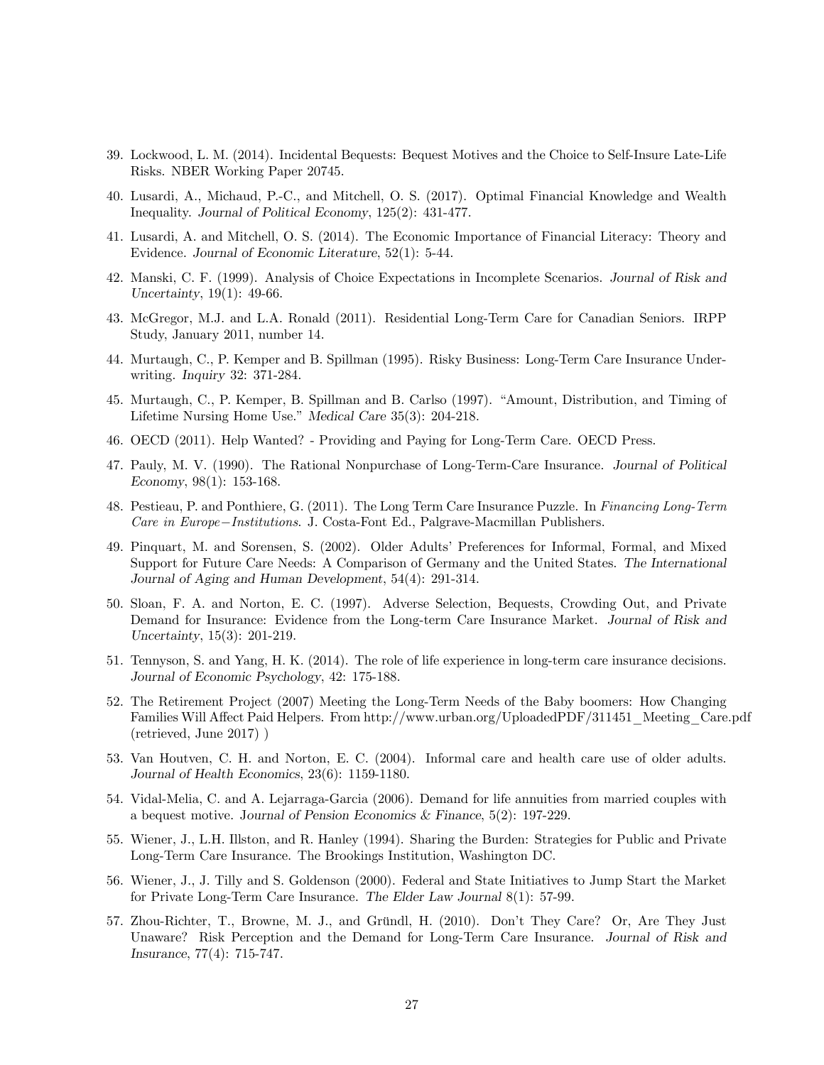39. Lockwood, L. M. (2014). Incidental Bequests: Bequest Motives and the Choice to Self-Insure Late-Life Risks. NBER Working Paper 20745.

40. Lusardi, A., Michaud, P.-C., and Mitchell, O. S. (2017). Optimal Financial Knowledge and Wealth Inequality. *Journal of Political Economy*, 125(2): 431-477.

41. Lusardi, A. and Mitchell, O. S. (2014). The Economic Importance of Financial Literacy: Theory and Evidence. *Journal of Economic Literature*, 52(1): 5-44.

42. Manski, C. F. (1999). Analysis of Choice Expectations in Incomplete Scenarios. *Journal of Risk and Uncertainty*, 19(1): 49-66.

43. McGregor, M.J. and L.A. Ronald (2011). Residential Long-Term Care for Canadian Seniors. IRPP Study, January 2011, number 14.

44. Murtaugh, C., P. Kemper and B. Spillman (1995). Risky Business: Long-Term Care Insurance Underwriting. *Inquiry* 32: 371-284.

45. Murtaugh, C., P. Kemper, B. Spillman and B. Carlso (1997). "Amount, Distribution, and Timing of Lifetime Nursing Home Use." *Medical Care* 35(3): 204-218.

46. OECD (2011). Help Wanted? - Providing and Paying for Long-Term Care. OECD Press.

47. Pauly, M. V. (1990). The Rational Nonpurchase of Long-Term-Care Insurance. *Journal of Political Economy*, 98(1): 153-168.

48. Pestieau, P. and Ponthiere, G. (2011). The Long Term Care Insurance Puzzle. In *Financing Long-Term Care in Europe−Institutions*. J. Costa-Font Ed., Palgrave-Macmillan Publishers.

49. Pinquart, M. and Sorensen, S. (2002). Older Adults' Preferences for Informal, Formal, and Mixed Support for Future Care Needs: A Comparison of Germany and the United States. *The International Journal of Aging and Human Development*, 54(4): 291-314.

50. Sloan, F. A. and Norton, E. C. (1997). Adverse Selection, Bequests, Crowding Out, and Private Demand for Insurance: Evidence from the Long-term Care Insurance Market. *Journal of Risk and Uncertainty*, 15(3): 201-219.

51. Tennyson, S. and Yang, H. K. (2014). The role of life experience in long-term care insurance decisions. *Journal of Economic Psychology*, 42: 175-188.

52. The Retirement Project (2007) Meeting the Long-Term Needs of the Baby boomers: How Changing Families Will Affect Paid Helpers. From http://www.urban.org/UploadedPDF/311451_Meeting_Care.pdf (retrieved, June 2017) )

53. Van Houtven, C. H. and Norton, E. C. (2004). Informal care and health care use of older adults. *Journal of Health Economics*, 23(6): 1159-1180.

54. Vidal-Melia, C. and A. Lejarraga-Garcia (2006). Demand for life annuities from married couples with a bequest motive. *Journal of Pension Economics & Finance*, 5(2): 197-229.

55. Wiener, J., L.H. Illston, and R. Hanley (1994). Sharing the Burden: Strategies for Public and Private Long-Term Care Insurance. The Brookings Institution, Washington DC.

56. Wiener, J., J. Tilly and S. Goldenson (2000). Federal and State Initiatives to Jump Start the Market for Private Long-Term Care Insurance. *The Elder Law Journal* 8(1): 57-99.

57. Zhou-Richter, T., Browne, M. J., and Gründl, H. (2010). Don't They Care? Or, Are They Just Unaware? Risk Perception and the Demand for Long-Term Care Insurance. *Journal of Risk and Insurance*, 77(4): 715-747.